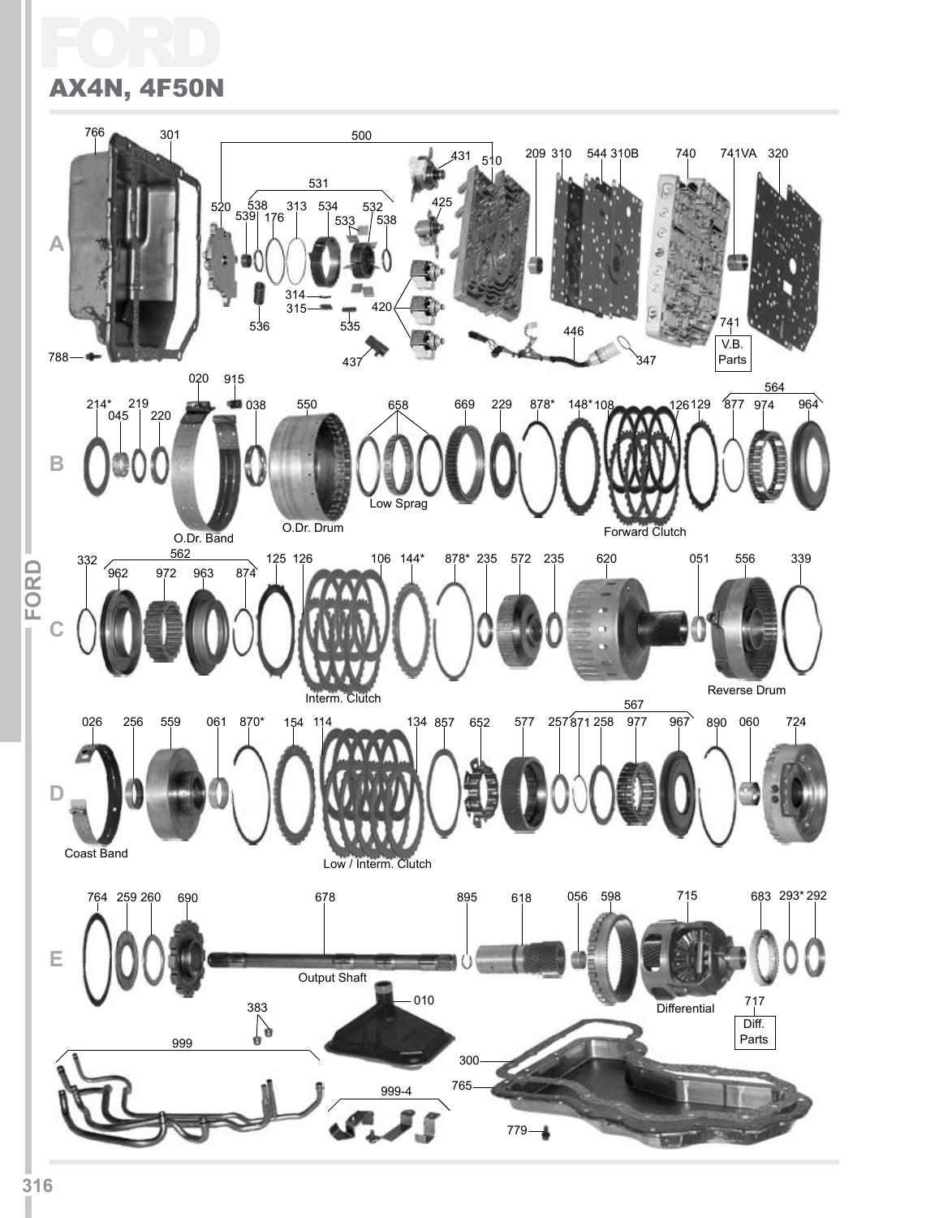# FORD

## AX4N, 4F50N

**A**

766, 301, 500, 531, 520, 538, 539, 176, 313, 534, 532, 533, 538, 431, 510, 425, 209, 310, 544, 310B, 740, 741VA, 320, 314, 315, 536, 535, 420, 446, 741, V.B. Parts, 347, 788, 437

**B**

020, 915, 214*, 219, 045, 220, 038, 550, 658, 669, 229, 878*, 148*, 108, 126, 129, 564, 877, 974, 964

O.Dr. Band, O.Dr. Drum, Low Sprag, Forward Clutch

**C**

332, 562, 962, 972, 963, 874, 125, 126, 106, 144*, 878*, 235, 572, 235, 620, 051, 556, 339

Interm. Clutch, Reverse Drum

**D**

026, 256, 559, 061, 870*, 154, 114, 134, 857, 652, 577, 257, 567, 871, 258, 977, 967, 890, 060, 724

Coast Band, Low / Interm. Clutch

**E**

764, 259, 260, 690, 678, 895, 618, 056, 598, 715, 683, 293*, 292

Output Shaft, Differential, 717, Diff. Parts

383, 010, 999, 300, 765, 999-4, 779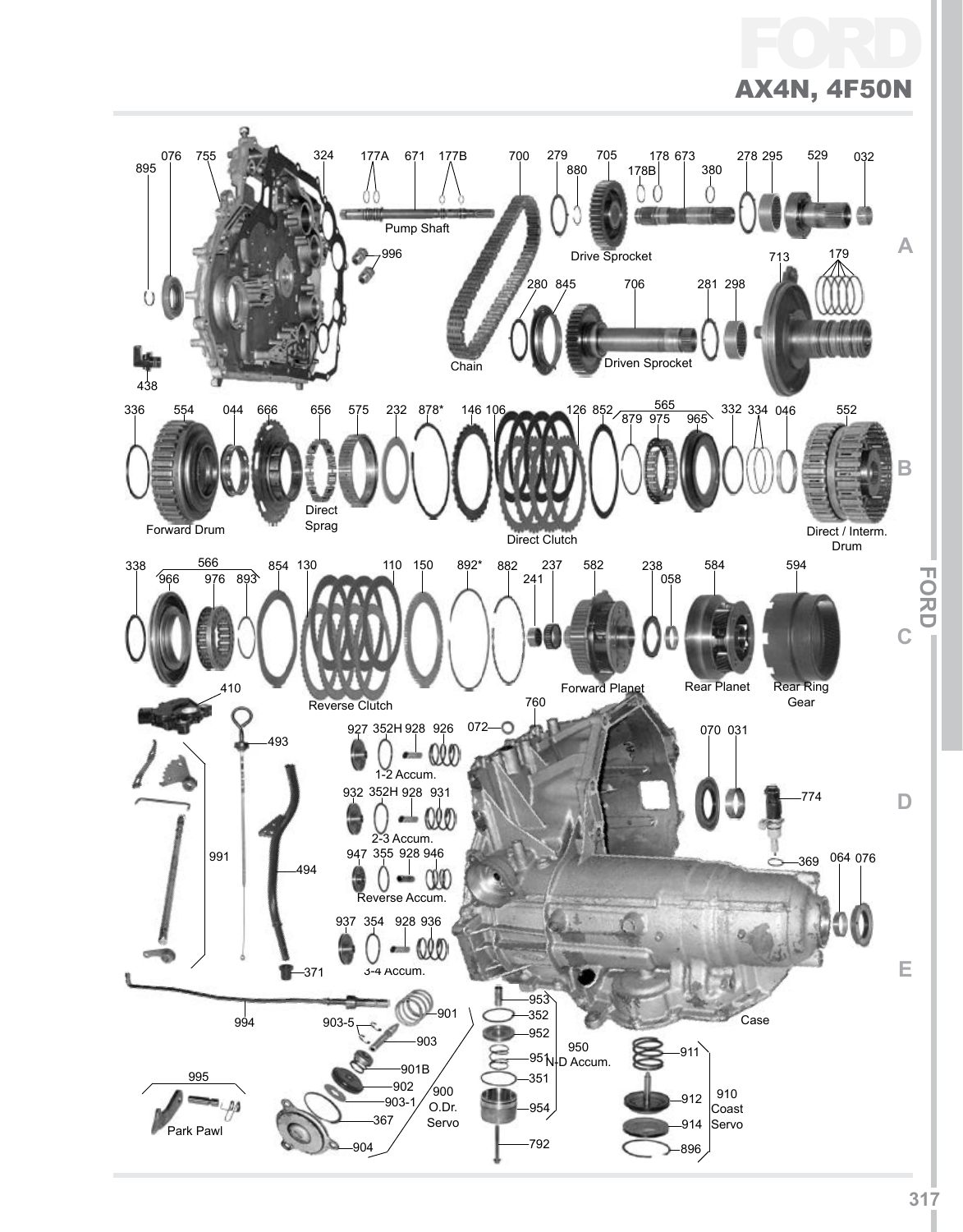# FORD

## AX4N, 4F50N

- 895
- 076
- 755
- 324
- 177A
- 671
- 177B
- Pump Shaft
- 996
- 438
- 700
- Chain
- 279
- 880
- 705
- 178B
- 178
- 673
- Drive Sprocket
- 380
- 278
- 295
- 529
- 032
- 280
- 845
- 706
- Driven Sprocket
- 281
- 298
- 713
- 179
- 336
- 554
- Forward Drum
- 044
- 666
- 656
- Direct Sprag
- 575
- 232
- 878*
- 146
- 106
- 126
- Direct Clutch
- 852
- 565
- 879
- 975
- 965
- 332
- 334
- 046
- 552
- Direct / Interm. Drum
- 338
- 566
- 966
- 976
- 893
- 854
- 130
- Reverse Clutch
- 110
- 150
- 892*
- 882
- 241
- 237
- 582
- Forward Planet
- 238
- 058
- 584
- Rear Planet
- 594
- Rear Ring Gear
- 410
- 493
- 991
- 494
- 371
- 927
- 352H
- 928
- 926
- 1-2 Accum.
- 932
- 352H
- 928
- 931
- 2-3 Accum.
- 947
- 355
- 928
- 946
- Reverse Accum.
- 937
- 354
- 928
- 936
- 3-4 Accum.
- 072
- 760
- 070
- 031
- 774
- 369
- 064
- 076
- Case
- 994
- 995
- Park Pawl
- 903-5
- 901
- 903
- 901B
- 902
- 903-1
- 367
- 904
- 900 O.Dr. Servo
- 953
- 352
- 952
- 951
- 351
- 954
- 792
- 950 N-D Accum.
- 911
- 912
- 914
- 896
- 910 Coast Servo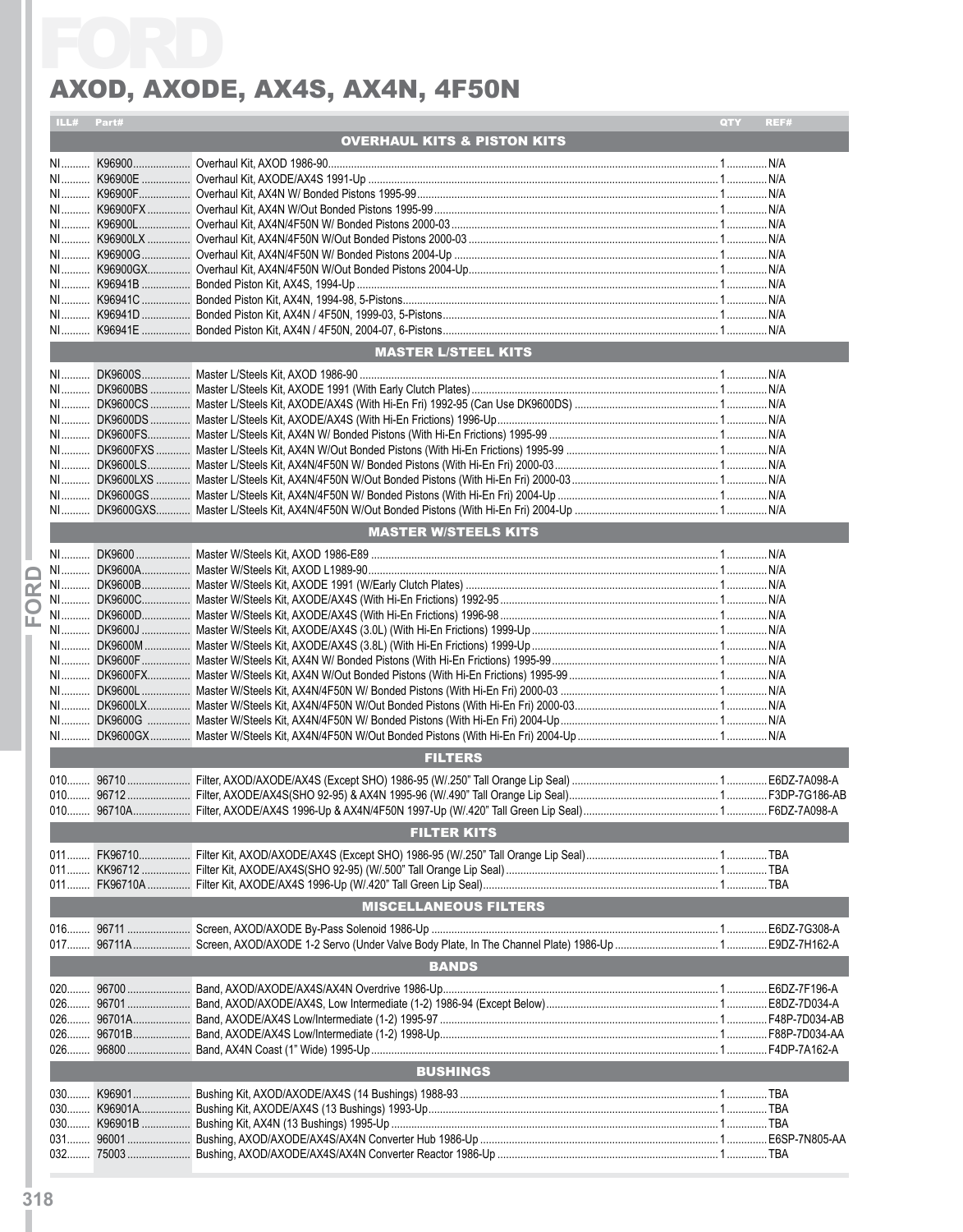# FORD

## AXOD, AXODE, AX4S, AX4N, 4F50N

| ILL# | Part# | Description | QTY | REF# |
|---|---|---|---|---|
| | | **OVERHAUL KITS & PISTON KITS** | | |
| NI | K96900 | Overhaul Kit, AXOD 1986-90 | 1 | N/A |
| NI | K96900E | Overhaul Kit, AXODE/AX4S 1991-Up | 1 | N/A |
| NI | K96900F | Overhaul Kit, AX4N W/ Bonded Pistons 1995-99 | 1 | N/A |
| NI | K96900FX | Overhaul Kit, AX4N W/Out Bonded Pistons 1995-99 | 1 | N/A |
| NI | K96900L | Overhaul Kit, AX4N/4F50N W/ Bonded Pistons 2000-03 | 1 | N/A |
| NI | K96900LX | Overhaul Kit, AX4N/4F50N W/Out Bonded Pistons 2000-03 | 1 | N/A |
| NI | K96900G | Overhaul Kit, AX4N/4F50N W/ Bonded Pistons 2004-Up | 1 | N/A |
| NI | K96900GX | Overhaul Kit, AX4N/4F50N W/Out Bonded Pistons 2004-Up | 1 | N/A |
| NI | K96941B | Bonded Piston Kit, AX4S, 1994-Up | 1 | N/A |
| NI | K96941C | Bonded Piston Kit, AX4N, 1994-98, 5-Pistons | 1 | N/A |
| NI | K96941D | Bonded Piston Kit, AX4N / 4F50N, 1999-03, 5-Pistons | 1 | N/A |
| NI | K96941E | Bonded Piston Kit, AX4N / 4F50N, 2004-07, 6-Pistons | 1 | N/A |
| | | **MASTER L/STEEL KITS** | | |
| NI | DK9600S | Master L/Steels Kit, AXOD 1986-90 | 1 | N/A |
| NI | DK9600BS | Master L/Steels Kit, AXODE 1991 (With Early Clutch Plates) | 1 | N/A |
| NI | DK9600CS | Master L/Steels Kit, AXODE/AX4S (With Hi-En Fri) 1992-95 (Can Use DK9600DS) | 1 | N/A |
| NI | DK9600DS | Master L/Steels Kit, AXODE/AX4S (With Hi-En Frictions) 1996-Up | 1 | N/A |
| NI | DK9600FS | Master L/Steels Kit, AX4N W/ Bonded Pistons (With Hi-En Frictions) 1995-99 | 1 | N/A |
| NI | DK9600FXS | Master L/Steels Kit, AX4N W/Out Bonded Pistons (With Hi-En Frictions) 1995-99 | 1 | N/A |
| NI | DK9600LS | Master L/Steels Kit, AX4N/4F50N W/ Bonded Pistons (With Hi-En Fri) 2000-03 | 1 | N/A |
| NI | DK9600LXS | Master L/Steels Kit, AX4N/4F50N W/Out Bonded Pistons (With Hi-En Fri) 2000-03 | 1 | N/A |
| NI | DK9600GS | Master L/Steels Kit, AX4N/4F50N W/ Bonded Pistons (With Hi-En Fri) 2004-Up | 1 | N/A |
| NI | DK9600GXS | Master L/Steels Kit, AX4N/4F50N W/Out Bonded Pistons (With Hi-En Fri) 2004-Up | 1 | N/A |
| | | **MASTER W/STEELS KITS** | | |
| NI | DK9600 | Master W/Steels Kit, AXOD 1986-E89 | 1 | N/A |
| NI | DK9600A | Master W/Steels Kit, AXOD L1989-90 | 1 | N/A |
| NI | DK9600B | Master W/Steels Kit, AXODE 1991 (W/Early Clutch Plates) | 1 | N/A |
| NI | DK9600C | Master W/Steels Kit, AXODE/AX4S (With Hi-En Frictions) 1992-95 | 1 | N/A |
| NI | DK9600D | Master W/Steels Kit, AXODE/AX4S (With Hi-En Frictions) 1996-98 | 1 | N/A |
| NI | DK9600J | Master W/Steels Kit, AXODE/AX4S (3.0L) (With Hi-En Frictions) 1999-Up | 1 | N/A |
| NI | DK9600M | Master W/Steels Kit, AXODE/AX4S (3.8L) (With Hi-En Frictions) 1999-Up | 1 | N/A |
| NI | DK9600F | Master W/Steels Kit, AX4N W/ Bonded Pistons (With Hi-En Frictions) 1995-99 | 1 | N/A |
| NI | DK9600FX | Master W/Steels Kit, AX4N W/Out Bonded Pistons (With Hi-En Frictions) 1995-99 | 1 | N/A |
| NI | DK9600L | Master W/Steels Kit, AX4N/4F50N W/ Bonded Pistons (With Hi-En Fri) 2000-03 | 1 | N/A |
| NI | DK9600LX | Master W/Steels Kit, AX4N/4F50N W/Out Bonded Pistons (With Hi-En Fri) 2000-03 | 1 | N/A |
| NI | DK9600G | Master W/Steels Kit, AX4N/4F50N W/ Bonded Pistons (With Hi-En Fri) 2004-Up | 1 | N/A |
| NI | DK9600GX | Master W/Steels Kit, AX4N/4F50N W/Out Bonded Pistons (With Hi-En Fri) 2004-Up | 1 | N/A |
| | | **FILTERS** | | |
| 010 | 96710 | Filter, AXOD/AXODE/AX4S (Except SHO) 1986-95 (W/.250" Tall Orange Lip Seal) | 1 | E6DZ-7A098-A |
| 010 | 96712 | Filter, AXODE/AX4S(SHO 92-95) & AX4N 1995-96 (W/.490" Tall Orange Lip Seal) | 1 | F3DP-7G186-AB |
| 010 | 96710A | Filter, AXODE/AX4S 1996-Up & AX4N/4F50N 1997-Up (W/.420" Tall Green Lip Seal) | 1 | F6DZ-7A098-A |
| | | **FILTER KITS** | | |
| 011 | FK96710 | Filter Kit, AXOD/AXODE/AX4S (Except SHO) 1986-95 (W/.250" Tall Orange Lip Seal) | 1 | TBA |
| 011 | KK96712 | Filter Kit, AXODE/AX4S(SHO 92-95) (W/.500" Tall Orange Lip Seal) | 1 | TBA |
| 011 | FK96710A | Filter Kit, AXODE/AX4S 1996-Up (W/.420" Tall Green Lip Seal) | 1 | TBA |
| | | **MISCELLANEOUS FILTERS** | | |
| 016 | 96711 | Screen, AXOD/AXODE By-Pass Solenoid 1986-Up | 1 | E6DZ-7G308-A |
| 017 | 96711A | Screen, AXOD/AXODE 1-2 Servo (Under Valve Body Plate, In The Channel Plate) 1986-Up | 1 | E9DZ-7H162-A |
| | | **BANDS** | | |
| 020 | 96700 | Band, AXOD/AXODE/AX4S/AX4N Overdrive 1986-Up | 1 | E6DZ-7F196-A |
| 026 | 96701 | Band, AXOD/AXODE/AX4S, Low Intermediate (1-2) 1986-94 (Except Below) | 1 | E8DZ-7D034-A |
| 026 | 96701A | Band, AXODE/AX4S Low/Intermediate (1-2) 1995-97 | 1 | F48P-7D034-AB |
| 026 | 96701B | Band, AXODE/AX4S Low/Intermediate (1-2) 1998-Up | 1 | F88P-7D034-AA |
| 026 | 96800 | Band, AX4N Coast (1" Wide) 1995-Up | 1 | F4DP-7A162-A |
| | | **BUSHINGS** | | |
| 030 | K96901 | Bushing Kit, AXOD/AXODE/AX4S (14 Bushings) 1988-93 | 1 | TBA |
| 030 | K96901A | Bushing Kit, AXODE/AX4S (13 Bushings) 1993-Up | 1 | TBA |
| 030 | K96901B | Bushing Kit, AX4N (13 Bushings) 1995-Up | 1 | TBA |
| 031 | 96001 | Bushing, AXOD/AXODE/AX4S/AX4N Converter Hub 1986-Up | 1 | E6SP-7N805-AA |
| 032 | 75003 | Bushing, AXOD/AXODE/AX4S/AX4N Converter Reactor 1986-Up | 1 | TBA |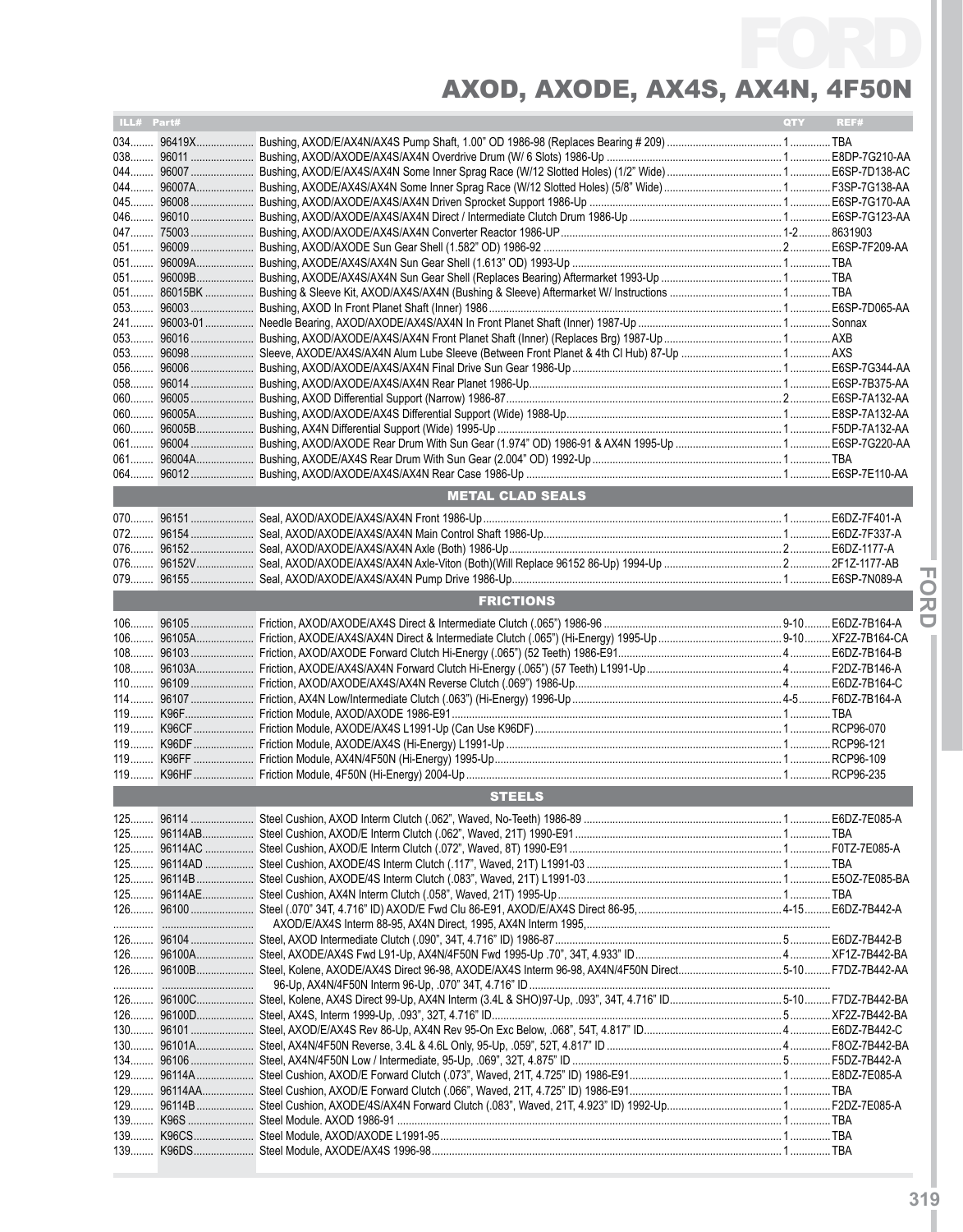# AXOD, AXODE, AX4S, AX4N, 4F50N

| ILL# | Part# | Description | QTY | REF# |
|---|---|---|---|---|
| 034 | 96419X | Bushing, AXOD/E/AX4N/AX4S Pump Shaft, 1.00" OD 1986-98 (Replaces Bearing # 209) | 1 | TBA |
| 038 | 96011 | Bushing, AXOD/AXODE/AX4S/AX4N Overdrive Drum (W/ 6 Slots) 1986-Up | 1 | E8DP-7G210-AA |
| 044 | 96007 | Bushing, AXOD/E/AX4S/AX4N Some Inner Sprag Race (W/12 Slotted Holes) (1/2" Wide) | 1 | E6SP-7D138-AC |
| 044 | 96007A | Bushing, AXODE/AX4S/AX4N Some Inner Sprag Race (W/12 Slotted Holes) (5/8" Wide) | 1 | F3SP-7G138-AA |
| 045 | 96008 | Bushing, AXOD/AXODE/AX4S/AX4N Driven Sprocket Support 1986-Up | 1 | E6SP-7G170-AA |
| 046 | 96010 | Bushing, AXOD/AXODE/AX4S/AX4N Direct / Intermediate Clutch Drum 1986-Up | 1 | E6SP-7G123-AA |
| 047 | 75003 | Bushing, AXOD/AXODE/AX4S/AX4N Converter Reactor 1986-UP | 1-2 | 8631903 |
| 051 | 96009 | Bushing, AXOD/AXODE Sun Gear Shell (1.582" OD) 1986-92 | 2 | E6SP-7F209-AA |
| 051 | 96009A | Bushing, AXODE/AX4S/AX4N Sun Gear Shell (1.613" OD) 1993-Up | 1 | TBA |
| 051 | 96009B | Bushing, AXODE/AX4S/AX4N Sun Gear Shell (Replaces Bearing) Aftermarket 1993-Up | 1 | TBA |
| 051 | 86015BK | Bushing & Sleeve Kit, AXOD/AX4S/AX4N (Bushing & Sleeve) Aftermarket W/ Instructions | 1 | TBA |
| 053 | 96003 | Bushing, AXOD In Front Planet Shaft (Inner) 1986 | 1 | E6SP-7D065-AA |
| 241 | 96003-01 | Needle Bearing, AXOD/AXODE/AX4S/AX4N In Front Planet Shaft (Inner) 1987-Up | 1 | Sonnax |
| 053 | 96016 | Bushing, AXOD/AXODE/AX4S/AX4N Front Planet Shaft (Inner) (Replaces Brg) 1987-Up | 1 | AXB |
| 053 | 96098 | Sleeve, AXODE/AX4S/AX4N Alum Lube Sleeve (Between Front Planet & 4th Cl Hub) 87-Up | 1 | AXS |
| 056 | 96006 | Bushing, AXOD/AXODE/AX4S/AX4N Final Drive Sun Gear 1986-Up | 1 | E6SP-7G344-AA |
| 058 | 96014 | Bushing, AXOD/AXODE/AX4S/AX4N Rear Planet 1986-Up | 1 | E6SP-7B375-AA |
| 060 | 96005 | Bushing, AXOD Differential Support (Narrow) 1986-87 | 2 | E6SP-7A132-AA |
| 060 | 96005A | Bushing, AXOD/AXODE/AX4S Differential Support (Wide) 1988-Up | 1 | E8SP-7A132-AA |
| 060 | 96005B | Bushing, AX4N Differential Support (Wide) 1995-Up | 1 | F5DP-7A132-AA |
| 061 | 96004 | Bushing, AXOD/AXODE Rear Drum With Sun Gear (1.974" OD) 1986-91 & AX4N 1995-Up | 1 | E6SP-7G220-AA |
| 061 | 96004A | Bushing, AXODE/AX4S Rear Drum With Sun Gear (2.004" OD) 1992-Up | 1 | TBA |
| 064 | 96012 | Bushing, AXOD/AXODE/AX4S/AX4N Rear Case 1986-Up | 1 | E6SP-7E110-AA |
| | | **METAL CLAD SEALS** | | |
| 070 | 96151 | Seal, AXOD/AXODE/AX4S/AX4N Front 1986-Up | 1 | E6DZ-7F401-A |
| 072 | 96154 | Seal, AXOD/AXODE/AX4S/AX4N Main Control Shaft 1986-Up | 1 | E6DZ-7F337-A |
| 076 | 96152 | Seal, AXOD/AXODE/AX4S/AX4N Axle (Both) 1986-Up | 2 | E6DZ-1177-A |
| 076 | 96152V | Seal, AXOD/AXODE/AX4S/AX4N Axle-Viton (Both)(Will Replace 96152 86-Up) 1994-Up | 2 | 2F1Z-1177-AB |
| 079 | 96155 | Seal, AXOD/AXODE/AX4S/AX4N Pump Drive 1986-Up | 1 | E6SP-7N089-A |
| | | **FRICTIONS** | | |
| 106 | 96105 | Friction, AXOD/AXODE/AX4S Direct & Intermediate Clutch (.065") 1986-96 | 9-10 | E6DZ-7B164-A |
| 106 | 96105A | Friction, AXODE/AX4S/AX4N Direct & Intermediate Clutch (.065") (Hi-Energy) 1995-Up | 9-10 | XF2Z-7B164-CA |
| 108 | 96103 | Friction, AXOD/AXODE Forward Clutch Hi-Energy (.065") (52 Teeth) 1986-E91 | 4 | E6DZ-7B164-B |
| 108 | 96103A | Friction, AXODE/AX4S/AX4N Forward Clutch Hi-Energy (.065") (57 Teeth) L1991-Up | 4 | F2DZ-7B146-A |
| 110 | 96109 | Friction, AXOD/AXODE/AX4S/AX4N Reverse Clutch (.069") 1986-Up | 4 | E6DZ-7B164-C |
| 114 | 96107 | Friction, AX4N Low/Intermediate Clutch (.063") (Hi-Energy) 1996-Up | 4-5 | F6DZ-7B164-A |
| 119 | K96F | Friction Module, AXOD/AXODE 1986-E91 | 1 | TBA |
| 119 | K96CF | Friction Module, AXODE/AX4S L1991-Up (Can Use K96DF) | 1 | RCP96-070 |
| 119 | K96DF | Friction Module, AXODE/AX4S (Hi-Energy) L1991-Up | 1 | RCP96-121 |
| 119 | K96FF | Friction Module, AX4N/4F50N (Hi-Energy) 1995-Up | 1 | RCP96-109 |
| 119 | K96HF | Friction Module, 4F50N (Hi-Energy) 2004-Up | 1 | RCP96-235 |
| | | **STEELS** | | |
| 125 | 96114 | Steel Cushion, AXOD Interm Clutch (.062", Waved, No-Teeth) 1986-89 | 1 | E6DZ-7E085-A |
| 125 | 96114AB | Steel Cushion, AXOD/E Interm Clutch (.062", Waved, 21T) 1990-E91 | 1 | TBA |
| 125 | 96114AC | Steel Cushion, AXOD/E Interm Clutch (.072", Waved, 8T) 1990-E91 | 1 | F0TZ-7E085-A |
| 125 | 96114AD | Steel Cushion, AXODE/4S Interm Clutch (.117", Waved, 21T) L1991-03 | 1 | TBA |
| 125 | 96114B | Steel Cushion, AXODE/4S Interm Clutch (.083", Waved, 21T) L1991-03 | 1 | E5OZ-7E085-BA |
| 125 | 96114AE | Steel Cushion, AX4N Interm Clutch (.058", Waved, 21T) 1995-Up | 1 | TBA |
| 126 | 96100 | Steel (.070" 34T, 4.716" ID) AXOD/E Fwd Clu 86-E91, AXOD/E/AX4S Direct 86-95, AXOD/E/AX4S Interm 88-95, AX4N Direct, 1995, AX4N Interm 1995, | 4-15 | E6DZ-7B442-A |
| 126 | 96104 | Steel, AXOD Intermediate Clutch (.090", 34T, 4.716" ID) 1986-87 | 5 | E6DZ-7B442-B |
| 126 | 96100A | Steel, AXODE/AX4S Fwd L91-Up, AX4N/4F50N Fwd 1995-Up .70", 34T, 4.933" ID | 4 | XF1Z-7B442-BA |
| 126 | 96100B | Steel, Kolene, AXODE/AX4S Direct 96-98, AXODE/AX4S Interm 96-98, AX4N/4F50N Direct 96-Up, AX4N/4F50N Interm 96-Up, .070" 34T, 4.716" ID | 5-10 | F7DZ-7B442-AA |
| 126 | 96100C | Steel, Kolene, AX4S Direct 99-Up, AX4N Interm (3.4L & SHO)97-Up, .093", 34T, 4.716" ID | 5-10 | F7DZ-7B442-BA |
| 126 | 96100D | Steel, AX4S, Interm 1999-Up, .093", 32T, 4.716" ID | 5 | XF2Z-7B442-BA |
| 130 | 96101 | Steel, AXOD/E/AX4S Rev 86-Up, AX4N Rev 95-On Exc Below, .068", 54T, 4.817" ID | 4 | E6DZ-7B442-C |
| 130 | 96101A | Steel, AX4N/4F50N Reverse, 3.4L & 4.6L Only, 95-Up, .059", 52T, 4.817" ID | 4 | F8OZ-7B442-BA |
| 134 | 96106 | Steel, AX4N/4F50N Low / Intermediate, 95-Up, .069", 32T, 4.875" ID | 5 | F5DZ-7B442-A |
| 129 | 96114A | Steel Cushion, AXOD/E Forward Clutch (.073", Waved, 21T, 4.725" ID) 1986-E91 | 1 | E8DZ-7E085-A |
| 129 | 96114AA | Steel Cushion, AXOD/E Forward Clutch (.066", Waved, 21T, 4.725" ID) 1986-E91 | 1 | TBA |
| 129 | 96114B | Steel Cushion, AXODE/4S/AX4N Forward Clutch (.083", Waved, 21T, 4.923" ID) 1992-Up | 1 | F2DZ-7E085-A |
| 139 | K96S | Steel Module. AXOD 1986-91 | 1 | TBA |
| 139 | K96CS | Steel Module, AXOD/AXODE L1991-95 | 1 | TBA |
| 139 | K96DS | Steel Module, AXODE/AX4S 1996-98 | 1 | TBA |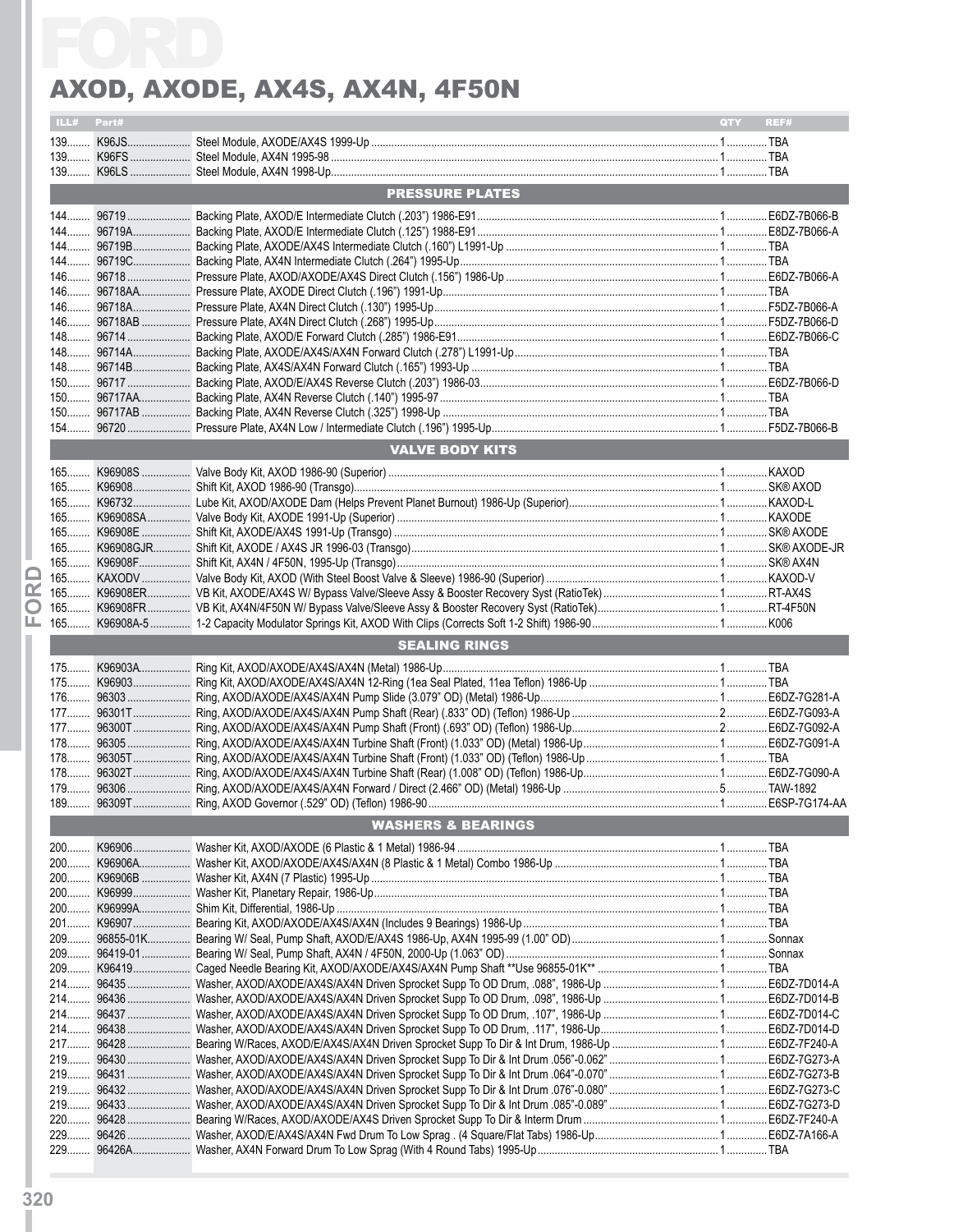# AXOD, AXODE, AX4S, AX4N, 4F50N

| ILL# | Part# | | QTY | REF# |
|---|---|---|---|---|
| 139 | K96JS | Steel Module, AXODE/AX4S 1999-Up | 1 | TBA |
| 139 | K96FS | Steel Module, AX4N 1995-98 | 1 | TBA |
| 139 | K96LS | Steel Module, AX4N 1998-Up | 1 | TBA |
| | | **PRESSURE PLATES** | | |
| 144 | 96719 | Backing Plate, AXOD/E Intermediate Clutch (.203") 1986-E91 | 1 | E6DZ-7B066-B |
| 144 | 96719A | Backing Plate, AXOD/E Intermediate Clutch (.125") 1988-E91 | 1 | E8DZ-7B066-A |
| 144 | 96719B | Backing Plate, AXODE/AX4S Intermediate Clutch (.160") L1991-Up | 1 | TBA |
| 144 | 96719C | Backing Plate, AX4N Intermediate Clutch (.264") 1995-Up | 1 | TBA |
| 146 | 96718 | Pressure Plate, AXOD/AXODE/AX4S Direct Clutch (.156") 1986-Up | 1 | E6DZ-7B066-A |
| 146 | 96718AA | Pressure Plate, AXODE Direct Clutch (.196") 1991-Up | 1 | TBA |
| 146 | 96718A | Pressure Plate, AX4N Direct Clutch (.130") 1995-Up | 1 | F5DZ-7B066-A |
| 146 | 96718AB | Pressure Plate, AX4N Direct Clutch (.268") 1995-Up | 1 | F5DZ-7B066-D |
| 148 | 96714 | Backing Plate, AXOD/E Forward Clutch (.285") 1986-E91 | 1 | E6DZ-7B066-C |
| 148 | 96714A | Backing Plate, AXODE/AX4S/AX4N Forward Clutch (.278") L1991-Up | 1 | TBA |
| 148 | 96714B | Backing Plate, AX4S/AX4N Forward Clutch (.165") 1993-Up | 1 | TBA |
| 150 | 96717 | Backing Plate, AXOD/E/AX4S Reverse Clutch (.203") 1986-03 | 1 | E6DZ-7B066-D |
| 150 | 96717AA | Backing Plate, AX4N Reverse Clutch (.140") 1995-97 | 1 | TBA |
| 150 | 96717AB | Backing Plate, AX4N Reverse Clutch (.325") 1998-Up | 1 | TBA |
| 154 | 96720 | Pressure Plate, AX4N Low / Intermediate Clutch (.196") 1995-Up | 1 | F5DZ-7B066-B |
| | | **VALVE BODY KITS** | | |
| 165 | K96908S | Valve Body Kit, AXOD 1986-90 (Superior) | 1 | KAXOD |
| 165 | K96908 | Shift Kit, AXOD 1986-90 (Transgo) | 1 | SK® AXOD |
| 165 | K96732 | Lube Kit, AXOD/AXODE Dam (Helps Prevent Planet Burnout) 1986-Up (Superior) | 1 | KAXOD-L |
| 165 | K96908SA | Valve Body Kit, AXODE 1991-Up (Superior) | 1 | KAXODE |
| 165 | K96908E | Shift Kit, AXODE/AX4S 1991-Up (Transgo) | 1 | SK® AXODE |
| 165 | K96908GJR | Shift Kit, AXODE / AX4S JR 1996-03 (Transgo) | 1 | SK® AXODE-JR |
| 165 | K96908F | Shift Kit, AX4N / 4F50N, 1995-Up (Transgo) | 1 | SK® AX4N |
| 165 | KAXODV | Valve Body Kit, AXOD (With Steel Boost Valve & Sleeve) 1986-90 (Superior) | 1 | KAXOD-V |
| 165 | K96908ER | VB Kit, AXODE/AX4S W/ Bypass Valve/Sleeve Assy & Booster Recovery Syst (RatioTek) | 1 | RT-AX4S |
| 165 | K96908FR | VB Kit, AX4N/4F50N W/ Bypass Valve/Sleeve Assy & Booster Recovery Syst (RatioTek) | 1 | RT-4F50N |
| 165 | K96908A-5 | 1-2 Capacity Modulator Springs Kit, AXOD With Clips (Corrects Soft 1-2 Shift) 1986-90 | 1 | K006 |
| | | **SEALING RINGS** | | |
| 175 | K96903A | Ring Kit, AXOD/AXODE/AX4S/AX4N (Metal) 1986-Up | 1 | TBA |
| 175 | K96903 | Ring Kit, AXOD/AXODE/AX4S/AX4N 12-Ring (1ea Seal Plated, 11ea Teflon) 1986-Up | 1 | TBA |
| 176 | 96303 | Ring, AXOD/AXODE/AX4S/AX4N Pump Slide (3.079" OD) (Metal) 1986-Up | 1 | E6DZ-7G281-A |
| 177 | 96301T | Ring, AXOD/AXODE/AX4S/AX4N Pump Shaft (Rear) (.833" OD) (Teflon) 1986-Up | 2 | E6DZ-7G093-A |
| 177 | 96300T | Ring, AXOD/AXODE/AX4S/AX4N Pump Shaft (Front) (.693" OD) (Teflon) 1986-Up | 2 | E6DZ-7G092-A |
| 178 | 96305 | Ring, AXOD/AXODE/AX4S/AX4N Turbine Shaft (Front) (1.033" OD) (Metal) 1986-Up | 1 | E6DZ-7G091-A |
| 178 | 96305T | Ring, AXOD/AXODE/AX4S/AX4N Turbine Shaft (Front) (1.033" OD) (Teflon) 1986-Up | 1 | TBA |
| 178 | 96302T | Ring, AXOD/AXODE/AX4S/AX4N Turbine Shaft (Rear) (1.008" OD) (Teflon) 1986-Up | 1 | E6DZ-7G090-A |
| 179 | 96306 | Ring, AXOD/AXODE/AX4S/AX4N Forward / Direct (2.466" OD) (Metal) 1986-Up | 5 | TAW-1892 |
| 189 | 96309T | Ring, AXOD Governor (.529" OD) (Teflon) 1986-90 | 1 | E6SP-7G174-AA |
| | | **WASHERS & BEARINGS** | | |
| 200 | K96906 | Washer Kit, AXOD/AXODE (6 Plastic & 1 Metal) 1986-94 | 1 | TBA |
| 200 | K96906A | Washer Kit, AXOD/AXODE/AX4S/AX4N (8 Plastic & 1 Metal) Combo 1986-Up | 1 | TBA |
| 200 | K96906B | Washer Kit, AX4N (7 Plastic) 1995-Up | 1 | TBA |
| 200 | K96999 | Washer Kit, Planetary Repair, 1986-Up | 1 | TBA |
| 200 | K96999A | Shim Kit, Differential, 1986-Up | 1 | TBA |
| 201 | K96907 | Bearing Kit, AXOD/AXODE/AX4S/AX4N (Includes 9 Bearings) 1986-Up | 1 | TBA |
| 209 | 96855-01K | Bearing W/ Seal, Pump Shaft, AXOD/E/AX4S 1986-Up, AX4N 1995-99 (1.00" OD) | 1 | Sonnax |
| 209 | 96419-01 | Bearing W/ Seal, Pump Shaft, AX4N / 4F50N, 2000-Up (1.063" OD) | 1 | Sonnax |
| 209 | K96419 | Caged Needle Bearing Kit, AXOD/AXODE/AX4S/AX4N Pump Shaft **Use 96855-01K** | 1 | TBA |
| 214 | 96435 | Washer, AXOD/AXODE/AX4S/AX4N Driven Sprocket Supp To OD Drum, .088", 1986-Up | 1 | E6DZ-7D014-A |
| 214 | 96436 | Washer, AXOD/AXODE/AX4S/AX4N Driven Sprocket Supp To OD Drum, .098", 1986-Up | 1 | E6DZ-7D014-B |
| 214 | 96437 | Washer, AXOD/AXODE/AX4S/AX4N Driven Sprocket Supp To OD Drum, .107", 1986-Up | 1 | E6DZ-7D014-C |
| 214 | 96438 | Washer, AXOD/AXODE/AX4S/AX4N Driven Sprocket Supp To OD Drum, .117", 1986-Up | 1 | E6DZ-7D014-D |
| 217 | 96428 | Bearing W/Races, AXOD/E/AX4S/AX4N Driven Sprocket Supp To Dir & Int Drum, 1986-Up | 1 | E6DZ-7F240-A |
| 219 | 96430 | Washer, AXOD/AXODE/AX4S/AX4N Driven Sprocket Supp To Dir & Int Drum .056"-0.062" | 1 | E6DZ-7G273-A |
| 219 | 96431 | Washer, AXOD/AXODE/AX4S/AX4N Driven Sprocket Supp To Dir & Int Drum .064"-0.070" | 1 | E6DZ-7G273-B |
| 219 | 96432 | Washer, AXOD/AXODE/AX4S/AX4N Driven Sprocket Supp To Dir & Int Drum .076"-0.080" | 1 | E6DZ-7G273-C |
| 219 | 96433 | Washer, AXOD/AXODE/AX4S/AX4N Driven Sprocket Supp To Dir & Int Drum .085"-0.089" | 1 | E6DZ-7G273-D |
| 220 | 96428 | Bearing W/Races, AXOD/AXODE/AX4S Driven Sprocket Supp To Dir & Interm Drum | 1 | E6DZ-7F240-A |
| 229 | 96426 | Washer, AXOD/E/AX4S/AX4N Fwd Drum To Low Sprag . (4 Square/Flat Tabs) 1986-Up | 1 | E6DZ-7A166-A |
| 229 | 96426A | Washer, AX4N Forward Drum To Low Sprag (With 4 Round Tabs) 1995-Up | 1 | TBA |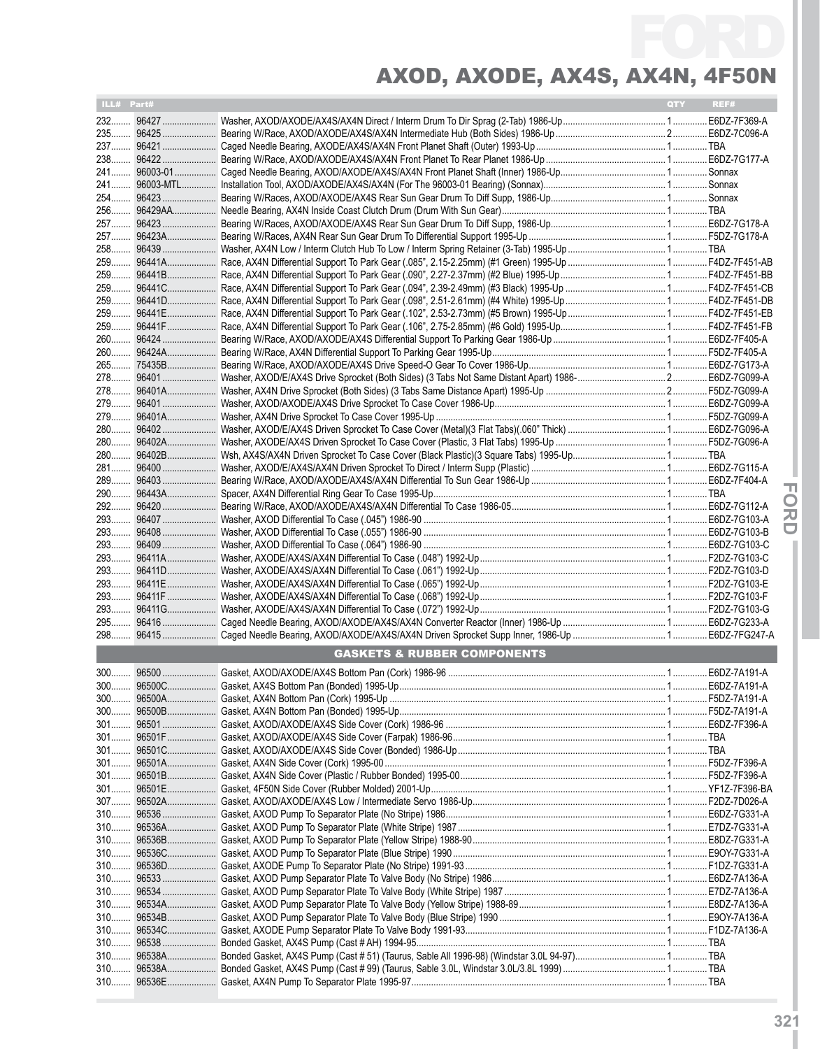# FORD

## AXOD, AXODE, AX4S, AX4N, 4F50N

| ILL# | Part# | | QTY | REF# |
|---|---|---|---|---|
| 232 | 96427 | Washer, AXOD/AXODE/AX4S/AX4N Direct / Interm Drum To Dir Sprag (2-Tab) 1986-Up | 1 | E6DZ-7F369-A |
| 235 | 96425 | Bearing W/Race, AXOD/AXODE/AX4S/AX4N Intermediate Hub (Both Sides) 1986-Up | 2 | E6DZ-7C096-A |
| 237 | 96421 | Caged Needle Bearing, AXODE/AX4S/AX4N Front Planet Shaft (Outer) 1993-Up | 1 | TBA |
| 238 | 96422 | Bearing W/Race, AXOD/AXODE/AX4S/AX4N Front Planet To Rear Planet 1986-Up | 1 | E6DZ-7G177-A |
| 241 | 96003-01 | Caged Needle Bearing, AXOD/AXODE/AX4S/AX4N Front Planet Shaft (Inner) 1986-Up | 1 | Sonnax |
| 241 | 96003-MTL | Installation Tool, AXOD/AXODE/AX4S/AX4N (For The 96003-01 Bearing) (Sonnax) | 1 | Sonnax |
| 254 | 96423 | Bearing W/Races, AXOD/AXODE/AX4S Rear Sun Gear Drum To Diff Supp, 1986-Up | 1 | Sonnax |
| 256 | 96429AA | Needle Bearing, AX4N Inside Coast Clutch Drum (Drum With Sun Gear) | 1 | TBA |
| 257 | 96423 | Bearing W/Races, AXOD/AXODE/AX4S Rear Sun Gear Drum To Diff Supp, 1986-Up | 1 | E6DZ-7G178-A |
| 257 | 96423A | Bearing W/Races, AX4N Rear Sun Gear Drum To Differential Support 1995-Up | 1 | F5DZ-7G178-A |
| 258 | 96439 | Washer, AX4N Low / Interm Clutch Hub To Low / Interm Spring Retainer (3-Tab) 1995-Up | 1 | TBA |
| 259 | 96441A | Race, AX4N Differential Support To Park Gear (.085", 2.15-2.25mm) (#1 Green) 1995-Up | 1 | F4DZ-7F451-AB |
| 259 | 96441B | Race, AX4N Differential Support To Park Gear (.090", 2.27-2.37mm) (#2 Blue) 1995-Up | 1 | F4DZ-7F451-BB |
| 259 | 96441C | Race, AX4N Differential Support To Park Gear (.094", 2.39-2.49mm) (#3 Black) 1995-Up | 1 | F4DZ-7F451-CB |
| 259 | 96441D | Race, AX4N Differential Support To Park Gear (.098", 2.51-2.61mm) (#4 White) 1995-Up | 1 | F4DZ-7F451-DB |
| 259 | 96441E | Race, AX4N Differential Support To Park Gear (.102", 2.53-2.73mm) (#5 Brown) 1995-Up | 1 | F4DZ-7F451-EB |
| 259 | 96441F | Race, AX4N Differential Support To Park Gear (.106", 2.75-2.85mm) (#6 Gold) 1995-Up | 1 | F4DZ-7F451-FB |
| 260 | 96424 | Bearing W/Race, AXOD/AXODE/AX4S Differential Support To Parking Gear 1986-Up | 1 | E6DZ-7F405-A |
| 260 | 96424A | Bearing W/Race, AX4N Differential Support To Parking Gear 1995-Up | 1 | F5DZ-7F405-A |
| 265 | 75435B | Bearing W/Race, AXOD/AXODE/AX4S Drive Speed-O Gear To Cover 1986-Up | 1 | E6DZ-7G173-A |
| 278 | 96401 | Washer, AXOD/E/AX4S Drive Sprocket (Both Sides) (3 Tabs Not Same Distant Apart) 1986- | 2 | E6DZ-7G099-A |
| 278 | 96401A | Washer, AX4N Drive Sprocket (Both Sides) (3 Tabs Same Distance Apart) 1995-Up | 2 | F5DZ-7G099-A |
| 279 | 96401 | Washer, AXOD/AXODE/AX4S Drive Sprocket To Case Cover 1986-Up | 1 | E6DZ-7G099-A |
| 279 | 96401A | Washer, AX4N Drive Sprocket To Case Cover 1995-Up | 1 | F5DZ-7G099-A |
| 280 | 96402 | Washer, AXOD/E/AX4S Driven Sprocket To Case Cover (Metal)(3 Flat Tabs)(.060" Thick) | 1 | E6DZ-7G096-A |
| 280 | 96402A | Washer, AXODE/AX4S Driven Sprocket To Case Cover (Plastic, 3 Flat Tabs) 1995-Up | 1 | F5DZ-7G096-A |
| 280 | 96402B | Wsh, AX4S/AX4N Driven Sprocket To Case Cover (Black Plastic)(3 Square Tabs) 1995-Up | 1 | TBA |
| 281 | 96400 | Washer, AXOD/E/AX4S/AX4N Driven Sprocket To Direct / Interm Supp (Plastic) | 1 | E6DZ-7G115-A |
| 289 | 96403 | Bearing W/Race, AXOD/AXODE/AX4S/AX4N Differential To Sun Gear 1986-Up | 1 | E6DZ-7F404-A |
| 290 | 96443A | Spacer, AX4N Differential Ring Gear To Case 1995-Up | 1 | TBA |
| 292 | 96420 | Bearing W/Race, AXOD/AXODE/AX4S/AX4N Differential To Case 1986-05 | 1 | E6DZ-7G112-A |
| 293 | 96407 | Washer, AXOD Differential To Case (.045") 1986-90 | 1 | E6DZ-7G103-A |
| 293 | 96408 | Washer, AXOD Differential To Case (.055") 1986-90 | 1 | E6DZ-7G103-B |
| 293 | 96409 | Washer, AXOD Differential To Case (.064") 1986-90 | 1 | E6DZ-7G103-C |
| 293 | 96411A | Washer, AXODE/AX4S/AX4N Differential To Case (.048") 1992-Up | 1 | F2DZ-7G103-C |
| 293 | 96411D | Washer, AXODE/AX4S/AX4N Differential To Case (.061") 1992-Up | 1 | F2DZ-7G103-D |
| 293 | 96411E | Washer, AXODE/AX4S/AX4N Differential To Case (.065") 1992-Up | 1 | F2DZ-7G103-E |
| 293 | 96411F | Washer, AXODE/AX4S/AX4N Differential To Case (.068") 1992-Up | 1 | F2DZ-7G103-F |
| 293 | 96411G | Washer, AXODE/AX4S/AX4N Differential To Case (.072") 1992-Up | 1 | F2DZ-7G103-G |
| 295 | 96416 | Caged Needle Bearing, AXOD/AXODE/AX4S/AX4N Converter Reactor (Inner) 1986-Up | 1 | E6DZ-7G233-A |
| 298 | 96415 | Caged Needle Bearing, AXOD/AXODE/AX4S/AX4N Driven Sprocket Supp Inner, 1986-Up | 1 | E6DZ-7FG247-A |
| | | **GASKETS & RUBBER COMPONENTS** | | |
| 300 | 96500 | Gasket, AXOD/AXODE/AX4S Bottom Pan (Cork) 1986-96 | 1 | E6DZ-7A191-A |
| 300 | 96500C | Gasket, AX4S Bottom Pan (Bonded) 1995-Up | 1 | E6DZ-7A191-A |
| 300 | 96500A | Gasket, AX4N Bottom Pan (Cork) 1995-Up | 1 | F5DZ-7A191-A |
| 300 | 96500B | Gasket, AX4N Bottom Pan (Bonded) 1995-Up | 1 | F5DZ-7A191-A |
| 301 | 96501 | Gasket, AXOD/AXODE/AX4S Side Cover (Cork) 1986-96 | 1 | E6DZ-7F396-A |
| 301 | 96501F | Gasket, AXOD/AXODE/AX4S Side Cover (Farpak) 1986-96 | 1 | TBA |
| 301 | 96501C | Gasket, AXOD/AXODE/AX4S Side Cover (Bonded) 1986-Up | 1 | TBA |
| 301 | 96501A | Gasket, AX4N Side Cover (Cork) 1995-00 | 1 | F5DZ-7F396-A |
| 301 | 96501B | Gasket, AX4N Side Cover (Plastic / Rubber Bonded) 1995-00 | 1 | F5DZ-7F396-A |
| 301 | 96501E | Gasket, 4F50N Side Cover (Rubber Molded) 2001-Up | 1 | YF1Z-7F396-BA |
| 307 | 96502A | Gasket, AXOD/AXODE/AX4S Low / Intermediate Servo 1986-Up | 1 | F2DZ-7D026-A |
| 310 | 96536 | Gasket, AXOD Pump To Separator Plate (No Stripe) 1986 | 1 | E6DZ-7G331-A |
| 310 | 96536A | Gasket, AXOD Pump To Separator Plate (White Stripe) 1987 | 1 | E7DZ-7G331-A |
| 310 | 96536B | Gasket, AXOD Pump To Separator Plate (Yellow Stripe) 1988-90 | 1 | E8DZ-7G331-A |
| 310 | 96536C | Gasket, AXOD Pump To Separator Plate (Blue Stripe) 1990 | 1 | E9OY-7G331-A |
| 310 | 96536D | Gasket, AXODE Pump To Separator Plate (No Stripe) 1991-93 | 1 | F1DZ-7G331-A |
| 310 | 96533 | Gasket, AXOD Pump Separator Plate To Valve Body (No Stripe) 1986 | 1 | E6DZ-7A136-A |
| 310 | 96534 | Gasket, AXOD Pump Separator Plate To Valve Body (White Stripe) 1987 | 1 | E7DZ-7A136-A |
| 310 | 96534A | Gasket, AXOD Pump Separator Plate To Valve Body (Yellow Stripe) 1988-89 | 1 | E8DZ-7A136-A |
| 310 | 96534B | Gasket, AXOD Pump Separator Plate To Valve Body (Blue Stripe) 1990 | 1 | E9OY-7A136-A |
| 310 | 96534C | Gasket, AXODE Pump Separator Plate To Valve Body 1991-93 | 1 | F1DZ-7A136-A |
| 310 | 96538 | Bonded Gasket, AX4S Pump (Cast # AH) 1994-95 | 1 | TBA |
| 310 | 96538A | Bonded Gasket, AX4S Pump (Cast # 51) (Taurus, Sable All 1996-98) (Windstar 3.0L 94-97) | 1 | TBA |
| 310 | 96538A | Bonded Gasket, AX4S Pump (Cast # 99) (Taurus, Sable 3.0L, Windstar 3.0L/3.8L 1999) | 1 | TBA |
| 310 | 96536E | Gasket, AX4N Pump To Separator Plate 1995-97 | 1 | TBA |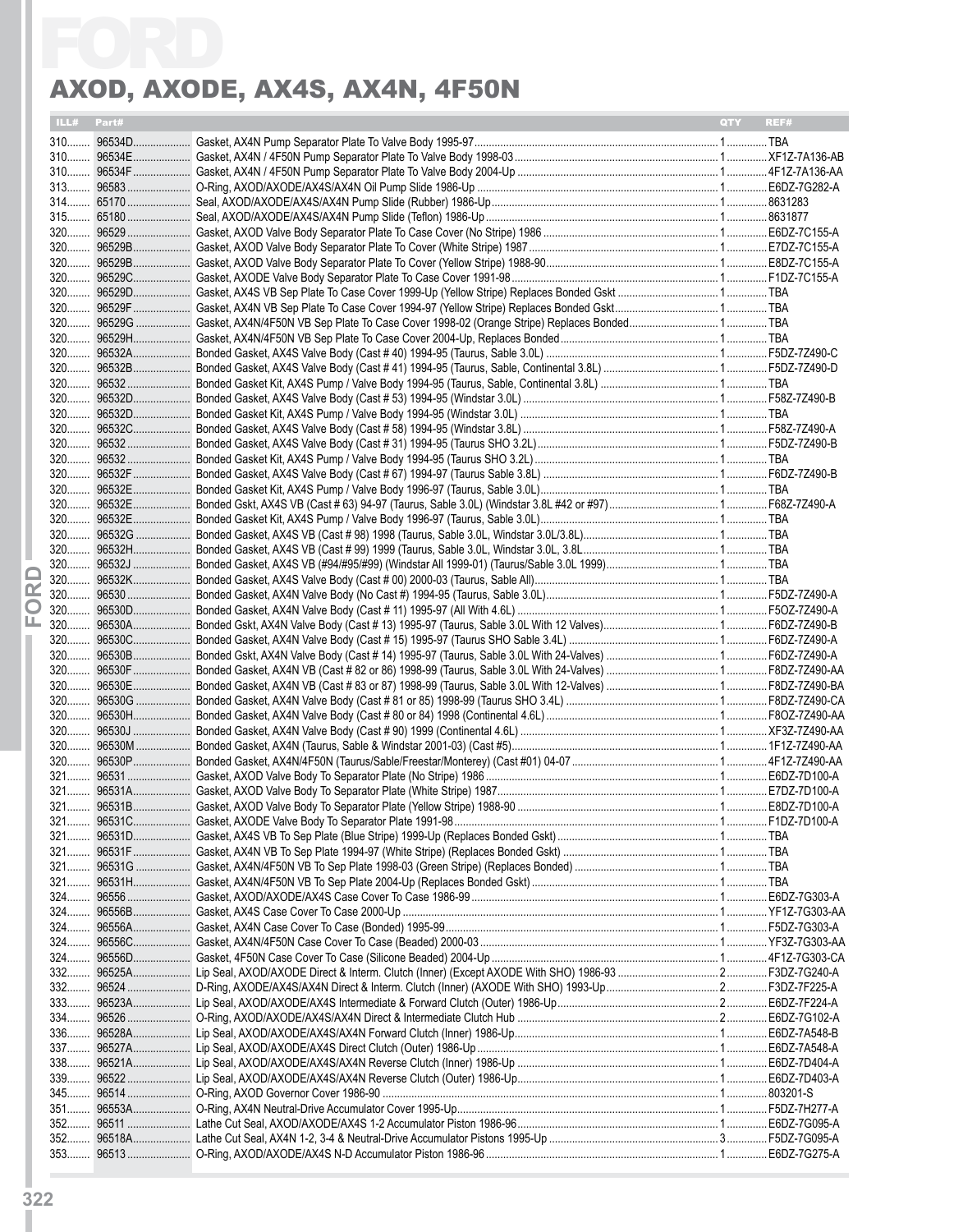# FORD

## AXOD, AXODE, AX4S, AX4N, 4F50N

| ILL# | Part# | | QTY | REF# |
|---|---|---|---|---|
| 310 | 96534D | Gasket, AX4N Pump Separator Plate To Valve Body 1995-97 | 1 | TBA |
| 310 | 96534E | Gasket, AX4N / 4F50N Pump Separator Plate To Valve Body 1998-03 | 1 | XF1Z-7A136-AB |
| 310 | 96534F | Gasket, AX4N / 4F50N Pump Separator Plate To Valve Body 2004-Up | 1 | 4F1Z-7A136-AA |
| 313 | 96583 | O-Ring, AXOD/AXODE/AX4S/AX4N Oil Pump Slide 1986-Up | 1 | E6DZ-7G282-A |
| 314 | 65170 | Seal, AXOD/AXODE/AX4S/AX4N Pump Slide (Rubber) 1986-Up | 1 | 8631283 |
| 315 | 65180 | Seal, AXOD/AXODE/AX4S/AX4N Pump Slide (Teflon) 1986-Up | 1 | 8631877 |
| 320 | 96529 | Gasket, AXOD Valve Body Separator Plate To Case Cover (No Stripe) 1986 | 1 | E6DZ-7C155-A |
| 320 | 96529B | Gasket, AXOD Valve Body Separator Plate To Cover (White Stripe) 1987 | 1 | E7DZ-7C155-A |
| 320 | 96529B | Gasket, AXOD Valve Body Separator Plate To Cover (Yellow Stripe) 1988-90 | 1 | E8DZ-7C155-A |
| 320 | 96529C | Gasket, AXODE Valve Body Separator Plate To Case Cover 1991-98 | 1 | F1DZ-7C155-A |
| 320 | 96529D | Gasket, AX4S VB Sep Plate To Case Cover 1999-Up (Yellow Stripe) Replaces Bonded Gskt | 1 | TBA |
| 320 | 96529F | Gasket, AX4N VB Sep Plate To Case Cover 1994-97 (Yellow Stripe) Replaces Bonded Gskt | 1 | TBA |
| 320 | 96529G | Gasket, AX4N/4F50N VB Sep Plate To Case Cover 1998-02 (Orange Stripe) Replaces Bonded | 1 | TBA |
| 320 | 96529H | Gasket, AX4N/4F50N VB Sep Plate To Case Cover 2004-Up, Replaces Bonded | 1 | TBA |
| 320 | 96532A | Bonded Gasket, AX4S Valve Body (Cast # 40) 1994-95 (Taurus, Sable 3.0L) | 1 | F5DZ-7Z490-C |
| 320 | 96532B | Bonded Gasket, AX4S Valve Body (Cast # 41) 1994-95 (Taurus, Sable, Continental 3.8L) | 1 | F5DZ-7Z490-D |
| 320 | 96532 | Bonded Gasket Kit, AX4S Pump / Valve Body 1994-95 (Taurus, Sable, Continental 3.8L) | 1 | TBA |
| 320 | 96532D | Bonded Gasket, AX4S Valve Body (Cast # 53) 1994-95 (Windstar 3.0L) | 1 | F58Z-7Z490-B |
| 320 | 96532D | Bonded Gasket Kit, AX4S Pump / Valve Body 1994-95 (Windstar 3.0L) | 1 | TBA |
| 320 | 96532C | Bonded Gasket, AX4S Valve Body (Cast # 58) 1994-95 (Windstar 3.8L) | 1 | F58Z-7Z490-A |
| 320 | 96532 | Bonded Gasket, AX4S Valve Body (Cast # 31) 1994-95 (Taurus SHO 3.2L) | 1 | F5DZ-7Z490-B |
| 320 | 96532 | Bonded Gasket Kit, AX4S Pump / Valve Body 1994-95 (Taurus SHO 3.2L) | 1 | TBA |
| 320 | 96532F | Bonded Gasket, AX4S Valve Body (Cast # 67) 1994-97 (Taurus Sable 3.8L) | 1 | F6DZ-7Z490-B |
| 320 | 96532E | Bonded Gasket Kit, AX4S Pump / Valve Body 1996-97 (Taurus, Sable 3.0L) | 1 | TBA |
| 320 | 96532E | Bonded Gskt, AX4S VB (Cast # 63) 94-97 (Taurus, Sable 3.0L) (Windstar 3.8L #42 or #97) | 1 | F68Z-7Z490-A |
| 320 | 96532E | Bonded Gasket Kit, AX4S Pump / Valve Body 1996-97 (Taurus, Sable 3.0L) | 1 | TBA |
| 320 | 96532G | Bonded Gasket, AX4S VB (Cast # 98) 1998 (Taurus, Sable 3.0L, Windstar 3.0L/3.8L) | 1 | TBA |
| 320 | 96532H | Bonded Gasket, AX4S VB (Cast # 99) 1999 (Taurus, Sable 3.0L, Windstar 3.0L, 3.8L | 1 | TBA |
| 320 | 96532J | Bonded Gasket, AX4S VB (#94/#95/#99) (Windstar All 1999-01) (Taurus/Sable 3.0L 1999) | 1 | TBA |
| 320 | 96532K | Bonded Gasket, AX4S Valve Body (Cast # 00) 2000-03 (Taurus, Sable All) | 1 | TBA |
| 320 | 96530 | Bonded Gasket, AX4N Valve Body (No Cast #) 1994-95 (Taurus, Sable 3.0L) | 1 | F5DZ-7Z490-A |
| 320 | 96530D | Bonded Gasket, AX4N Valve Body (Cast # 11) 1995-97 (All With 4.6L) | 1 | F5OZ-7Z490-A |
| 320 | 96530A | Bonded Gskt, AX4N Valve Body (Cast # 13) 1995-97 (Taurus, Sable 3.0L With 12 Valves) | 1 | F6DZ-7Z490-B |
| 320 | 96530C | Bonded Gasket, AX4N Valve Body (Cast # 15) 1995-97 (Taurus SHO Sable 3.4L) | 1 | F6DZ-7Z490-A |
| 320 | 96530B | Bonded Gskt, AX4N Valve Body (Cast # 14) 1995-97 (Taurus, Sable 3.0L With 24-Valves) | 1 | F6DZ-7Z490-A |
| 320 | 96530F | Bonded Gasket, AX4N VB (Cast # 82 or 86) 1998-99 (Taurus, Sable 3.0L With 24-Valves) | 1 | F8DZ-7Z490-AA |
| 320 | 96530E | Bonded Gasket, AX4N VB (Cast # 83 or 87) 1998-99 (Taurus, Sable 3.0L With 12-Valves) | 1 | F8DZ-7Z490-BA |
| 320 | 96530G | Bonded Gasket, AX4N Valve Body (Cast # 81 or 85) 1998-99 (Taurus SHO 3.4L) | 1 | F8DZ-7Z490-CA |
| 320 | 96530H | Bonded Gasket, AX4N Valve Body (Cast # 80 or 84) 1998 (Continental 4.6L) | 1 | F8OZ-7Z490-AA |
| 320 | 96530J | Bonded Gasket, AX4N Valve Body (Cast # 90) 1999 (Continental 4.6L) | 1 | XF3Z-7Z490-AA |
| 320 | 96530M | Bonded Gasket, AX4N (Taurus, Sable & Windstar 2001-03) (Cast #5) | 1 | 1F1Z-7Z490-AA |
| 320 | 96530P | Bonded Gasket, AX4N/4F50N (Taurus/Sable/Freestar/Monterey) (Cast #01) 04-07 | 1 | 4F1Z-7Z490-AA |
| 321 | 96531 | Gasket, AXOD Valve Body To Separator Plate (No Stripe) 1986 | 1 | E6DZ-7D100-A |
| 321 | 96531A | Gasket, AXOD Valve Body To Separator Plate (White Stripe) 1987 | 1 | E7DZ-7D100-A |
| 321 | 96531B | Gasket, AXOD Valve Body To Separator Plate (Yellow Stripe) 1988-90 | 1 | E8DZ-7D100-A |
| 321 | 96531C | Gasket, AXODE Valve Body To Separator Plate 1991-98 | 1 | F1DZ-7D100-A |
| 321 | 96531D | Gasket, AX4S VB To Sep Plate (Blue Stripe) 1999-Up (Replaces Bonded Gskt) | 1 | TBA |
| 321 | 96531F | Gasket, AX4N VB To Sep Plate 1994-97 (White Stripe) (Replaces Bonded Gskt) | 1 | TBA |
| 321 | 96531G | Gasket, AX4N/4F50N VB To Sep Plate 1998-03 (Green Stripe) (Replaces Bonded) | 1 | TBA |
| 321 | 96531H | Gasket, AX4N/4F50N VB To Sep Plate 2004-Up (Replaces Bonded Gskt) | 1 | TBA |
| 324 | 96556 | Gasket, AXOD/AXODE/AX4S Case Cover To Case 1986-99 | 1 | E6DZ-7G303-A |
| 324 | 96556B | Gasket, AX4S Case Cover To Case 2000-Up | 1 | YF1Z-7G303-AA |
| 324 | 96556A | Gasket, AX4N Case Cover To Case (Bonded) 1995-99 | 1 | F5DZ-7G303-A |
| 324 | 96556C | Gasket, AX4N/4F50N Case Cover To Case (Beaded) 2000-03 | 1 | YF3Z-7G303-AA |
| 324 | 96556D | Gasket, 4F50N Case Cover To Case (Silicone Beaded) 2004-Up | 1 | 4F1Z-7G303-CA |
| 332 | 96525A | Lip Seal, AXOD/AXODE Direct & Interm. Clutch (Inner) (Except AXODE With SHO) 1986-93 | 2 | F3DZ-7G240-A |
| 332 | 96524 | D-Ring, AXODE/AX4S/AX4N Direct & Interm. Clutch (Inner) (AXODE With SHO) 1993-Up | 2 | F3DZ-7F225-A |
| 333 | 96523A | Lip Seal, AXOD/AXODE/AX4S Intermediate & Forward Clutch (Outer) 1986-Up | 2 | E6DZ-7F224-A |
| 334 | 96526 | O-Ring, AXOD/AXODE/AX4S/AX4N Direct & Intermediate Clutch Hub | 2 | E6DZ-7G102-A |
| 336 | 96528A | Lip Seal, AXOD/AXODE/AX4S/AX4N Forward Clutch (Inner) 1986-Up | 1 | E6DZ-7A548-B |
| 337 | 96527A | Lip Seal, AXOD/AXODE/AX4S Direct Clutch (Outer) 1986-Up | 1 | E6DZ-7A548-A |
| 338 | 96521A | Lip Seal, AXOD/AXODE/AX4S/AX4N Reverse Clutch (Inner) 1986-Up | 1 | E6DZ-7D404-A |
| 339 | 96522 | Lip Seal, AXOD/AXODE/AX4S/AX4N Reverse Clutch (Outer) 1986-Up | 1 | E6DZ-7D403-A |
| 345 | 96514 | O-Ring, AXOD Governor Cover 1986-90 | 1 | 803201-S |
| 351 | 96553A | O-Ring, AX4N Neutral-Drive Accumulator Cover 1995-Up | 1 | F5DZ-7H277-A |
| 352 | 96511 | Lathe Cut Seal, AXOD/AXODE/AX4S 1-2 Accumulator Piston 1986-96 | 1 | E6DZ-7G095-A |
| 352 | 96518A | Lathe Cut Seal, AX4N 1-2, 3-4 & Neutral-Drive Accumulator Pistons 1995-Up | 3 | F5DZ-7G095-A |
| 353 | 96513 | O-Ring, AXOD/AXODE/AX4S N-D Accumulator Piston 1986-96 | 1 | E6DZ-7G275-A |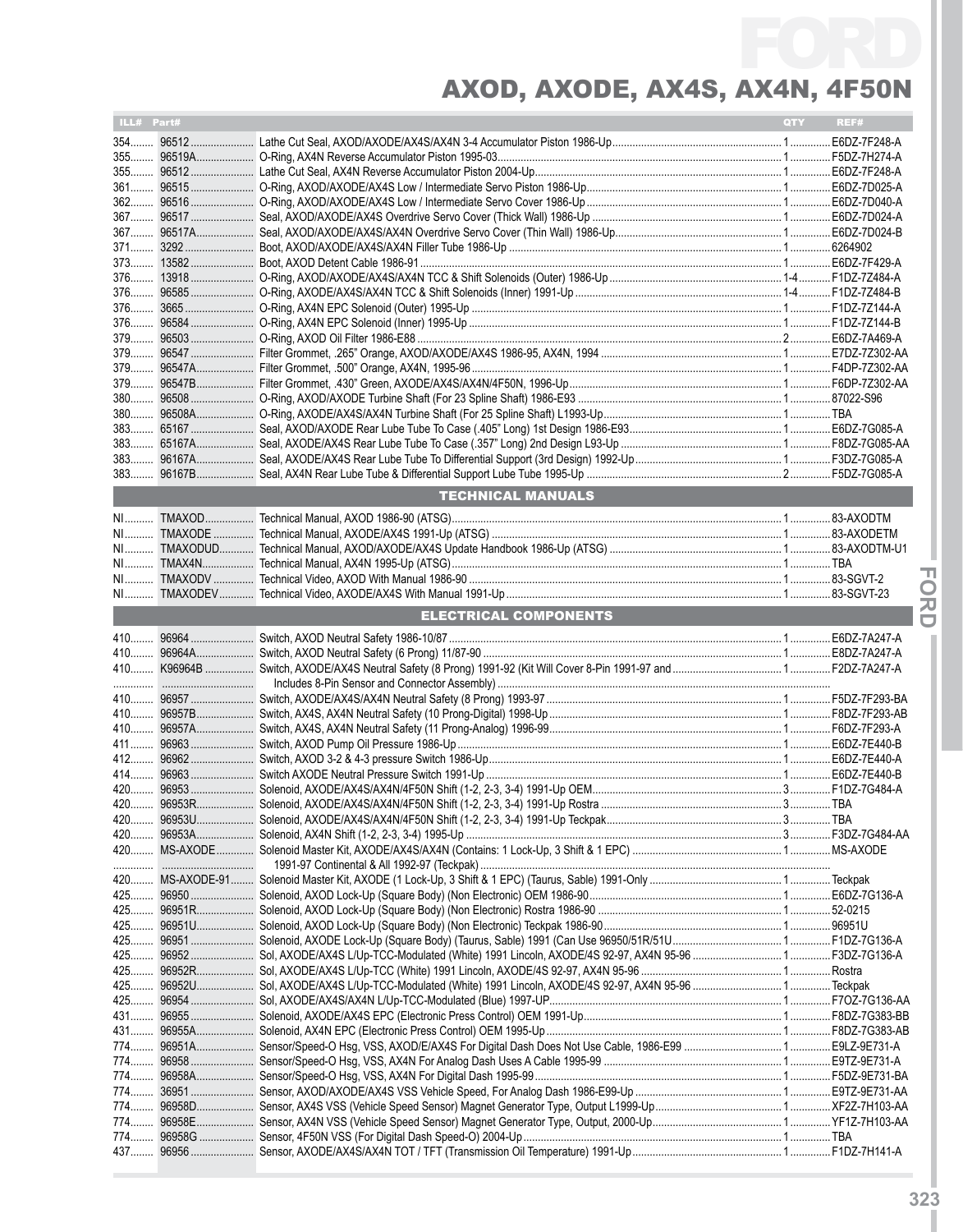# FORD

## AXOD, AXODE, AX4S, AX4N, 4F50N

| ILL# | Part# | | QTY | REF# |
|---|---|---|---|---|
| 354 | 96512 | Lathe Cut Seal, AXOD/AXODE/AX4S/AX4N 3-4 Accumulator Piston 1986-Up | 1 | E6DZ-7F248-A |
| 355 | 96519A | O-Ring, AX4N Reverse Accumulator Piston 1995-03 | 1 | F5DZ-7H274-A |
| 355 | 96512 | Lathe Cut Seal, AX4N Reverse Accumulator Piston 2004-Up | 1 | E6DZ-7F248-A |
| 361 | 96515 | O-Ring, AXOD/AXODE/AX4S Low / Intermediate Servo Piston 1986-Up | 1 | E6DZ-7D025-A |
| 362 | 96516 | O-Ring, AXOD/AXODE/AX4S Low / Intermediate Servo Cover 1986-Up | 1 | E6DZ-7D040-A |
| 367 | 96517 | Seal, AXOD/AXODE/AX4S Overdrive Servo Cover (Thick Wall) 1986-Up | 1 | E6DZ-7D024-A |
| 367 | 96517A | Seal, AXOD/AXODE/AX4S/AX4N Overdrive Servo Cover (Thin Wall) 1986-Up | 1 | E6DZ-7D024-B |
| 371 | 3292 | Boot, AXOD/AXODE/AX4S/AX4N Filler Tube 1986-Up | 1 | 6264902 |
| 373 | 13582 | Boot, AXOD Detent Cable 1986-91 | 1 | E6DZ-7F429-A |
| 376 | 13918 | O-Ring, AXOD/AXODE/AX4S/AX4N TCC & Shift Solenoids (Outer) 1986-Up | 1-4 | F1DZ-7Z484-A |
| 376 | 96585 | O-Ring, AXODE/AX4S/AX4N TCC & Shift Solenoids (Inner) 1991-Up | 1-4 | F1DZ-7Z484-B |
| 376 | 3665 | O-Ring, AX4N EPC Solenoid (Outer) 1995-Up | 1 | F1DZ-7Z144-A |
| 376 | 96584 | O-Ring, AX4N EPC Solenoid (Inner) 1995-Up | 1 | F1DZ-7Z144-B |
| 379 | 96503 | O-Ring, AXOD Oil Filter 1986-E88 | 2 | E6DZ-7A469-A |
| 379 | 96547 | Filter Grommet, .265" Orange, AXOD/AXODE/AX4S 1986-95, AX4N, 1994 | 1 | E7DZ-7Z302-AA |
| 379 | 96547A | Filter Grommet, .500" Orange, AX4N, 1995-96 | 1 | F4DP-7Z302-AA |
| 379 | 96547B | Filter Grommet, .430" Green, AXODE/AX4S/AX4N/4F50N, 1996-Up | 1 | F6DP-7Z302-AA |
| 380 | 96508 | O-Ring, AXOD/AXODE Turbine Shaft (For 23 Spline Shaft) 1986-E93 | 1 | 87022-S96 |
| 380 | 96508A | O-Ring, AXODE/AX4S/AX4N Turbine Shaft (For 25 Spline Shaft) L1993-Up | 1 | TBA |
| 383 | 65167 | Seal, AXOD/AXODE Rear Lube Tube To Case (.405" Long) 1st Design 1986-E93 | 1 | E6DZ-7G085-A |
| 383 | 65167A | Seal, AXODE/AX4S Rear Lube Tube To Case (.357" Long) 2nd Design L93-Up | 1 | F8DZ-7G085-AA |
| 383 | 96167A | Seal, AXODE/AX4S Rear Lube Tube To Differential Support (3rd Design) 1992-Up | 1 | F3DZ-7G085-A |
| 383 | 96167B | Seal, AX4N Rear Lube Tube & Differential Support Lube Tube 1995-Up | 2 | F5DZ-7G085-A |

### TECHNICAL MANUALS

| ILL# | Part# | | QTY | REF# |
|---|---|---|---|---|
| NI | TMAXOD | Technical Manual, AXOD 1986-90 (ATSG) | 1 | 83-AXODTM |
| NI | TMAXODE | Technical Manual, AXODE/AX4S 1991-Up (ATSG) | 1 | 83-AXODETM |
| NI | TMAXODUD | Technical Manual, AXOD/AXODE/AX4S Update Handbook 1986-Up (ATSG) | 1 | 83-AXODTM-U1 |
| NI | TMAX4N | Technical Manual, AX4N 1995-Up (ATSG) | 1 | TBA |
| NI | TMAXODV | Technical Video, AXOD With Manual 1986-90 | 1 | 83-SGVT-2 |
| NI | TMAXODEV | Technical Video, AXODE/AX4S With Manual 1991-Up | 1 | 83-SGVT-23 |

### ELECTRICAL COMPONENTS

| ILL# | Part# | | QTY | REF# |
|---|---|---|---|---|
| 410 | 96964 | Switch, AXOD Neutral Safety 1986-10/87 | 1 | E6DZ-7A247-A |
| 410 | 96964A | Switch, AXOD Neutral Safety (6 Prong) 11/87-90 | 1 | E8DZ-7A247-A |
| 410 | K96964B | Switch, AXODE/AX4S Neutral Safety (8 Prong) 1991-92 (Kit Will Cover 8-Pin 1991-97 and Includes 8-Pin Sensor and Connector Assembly) | 1 | F2DZ-7A247-A |
| 410 | 96957 | Switch, AXODE/AX4S/AX4N Neutral Safety (8 Prong) 1993-97 | 1 | F5DZ-7F293-BA |
| 410 | 96957B | Switch, AX4S, AX4N Neutral Safety (10 Prong-Digital) 1998-Up | 1 | F8DZ-7F293-AB |
| 410 | 96957A | Switch, AX4S, AX4N Neutral Safety (11 Prong-Analog) 1996-99 | 1 | F6DZ-7F293-A |
| 411 | 96963 | Switch, AXOD Pump Oil Pressure 1986-Up | 1 | E6DZ-7E440-B |
| 412 | 96962 | Switch, AXOD 3-2 & 4-3 pressure Switch 1986-Up | 1 | E6DZ-7E440-A |
| 414 | 96963 | Switch AXODE Neutral Pressure Switch 1991-Up | 1 | E6DZ-7E440-B |
| 420 | 96953 | Solenoid, AXODE/AX4S/AX4N/4F50N Shift (1-2, 2-3, 3-4) 1991-Up OEM | 3 | F1DZ-7G484-A |
| 420 | 96953R | Solenoid, AXODE/AX4S/AX4N/4F50N Shift (1-2, 2-3, 3-4) 1991-Up Rostra | 3 | TBA |
| 420 | 96953U | Solenoid, AXODE/AX4S/AX4N/4F50N Shift (1-2, 2-3, 3-4) 1991-Up Teckpak | 3 | TBA |
| 420 | 96953A | Solenoid, AX4N Shift (1-2, 2-3, 3-4) 1995-Up | 3 | F3DZ-7G484-AA |
| 420 | MS-AXODE | Solenoid Master Kit, AXODE/AX4S/AX4N (Contains: 1 Lock-Up, 3 Shift & 1 EPC) 1991-97 Continental & All 1992-97 (Teckpak) | 1 | MS-AXODE |
| 420 | MS-AXODE-91 | Solenoid Master Kit, AXODE (1 Lock-Up, 3 Shift & 1 EPC) (Taurus, Sable) 1991-Only | 1 | Teckpak |
| 425 | 96950 | Solenoid, AXOD Lock-Up (Square Body) (Non Electronic) OEM 1986-90 | 1 | E6DZ-7G136-A |
| 425 | 96951R | Solenoid, AXOD Lock-Up (Square Body) (Non Electronic) Rostra 1986-90 | 1 | 52-0215 |
| 425 | 96951U | Solenoid, AXOD Lock-Up (Square Body) (Non Electronic) Teckpak 1986-90 | 1 | 96951U |
| 425 | 96951 | Solenoid, AXODE Lock-Up (Square Body) (Taurus, Sable) 1991 (Can Use 96950/51R/51U | 1 | F1DZ-7G136-A |
| 425 | 96952 | Sol, AXODE/AX4S L/Up-TCC-Modulated (White) 1991 Lincoln, AXODE/4S 92-97, AX4N 95-96 | 1 | F3DZ-7G136-A |
| 425 | 96952R | Sol, AXODE/AX4S L/Up-TCC (White) 1991 Lincoln, AXODE/4S 92-97, AX4N 95-96 | 1 | Rostra |
| 425 | 96952U | Sol, AXODE/AX4S L/Up-TCC-Modulated (White) 1991 Lincoln, AXODE/4S 92-97, AX4N 95-96 | 1 | Teckpak |
| 425 | 96954 | Sol, AXODE/AX4S/AX4N L/Up-TCC-Modulated (Blue) 1997-UP | 1 | F7OZ-7G136-AA |
| 431 | 96955 | Solenoid, AXODE/AX4S EPC (Electronic Press Control) OEM 1991-Up | 1 | F8DZ-7G383-BB |
| 431 | 96955A | Solenoid, AX4N EPC (Electronic Press Control) OEM 1995-Up | 1 | F8DZ-7G383-AB |
| 774 | 96951A | Sensor/Speed-O Hsg, VSS, AXOD/E/AX4S For Digital Dash Does Not Use Cable, 1986-E99 | 1 | E9LZ-9E731-A |
| 774 | 96958 | Sensor/Speed-O Hsg, VSS, AX4N For Analog Dash Uses A Cable 1995-99 | 1 | E9TZ-9E731-A |
| 774 | 96958A | Sensor/Speed-O Hsg, VSS, AX4N For Digital Dash 1995-99 | 1 | F5DZ-9E731-BA |
| 774 | 36951 | Sensor, AXOD/AXODE/AX4S VSS Vehicle Speed, For Analog Dash 1986-E99-Up | 1 | E9TZ-9E731-AA |
| 774 | 96958D | Sensor, AX4S VSS (Vehicle Speed Sensor) Magnet Generator Type, Output L1999-Up | 1 | XF2Z-7H103-AA |
| 774 | 96958E | Sensor, AX4N VSS (Vehicle Speed Sensor) Magnet Generator Type, Output, 2000-Up | 1 | YF1Z-7H103-AA |
| 774 | 96958G | Sensor, 4F50N VSS (For Digital Dash Speed-O) 2004-Up | 1 | TBA |
| 437 | 96956 | Sensor, AXODE/AX4S/AX4N TOT / TFT (Transmission Oil Temperature) 1991-Up | 1 | F1DZ-7H141-A |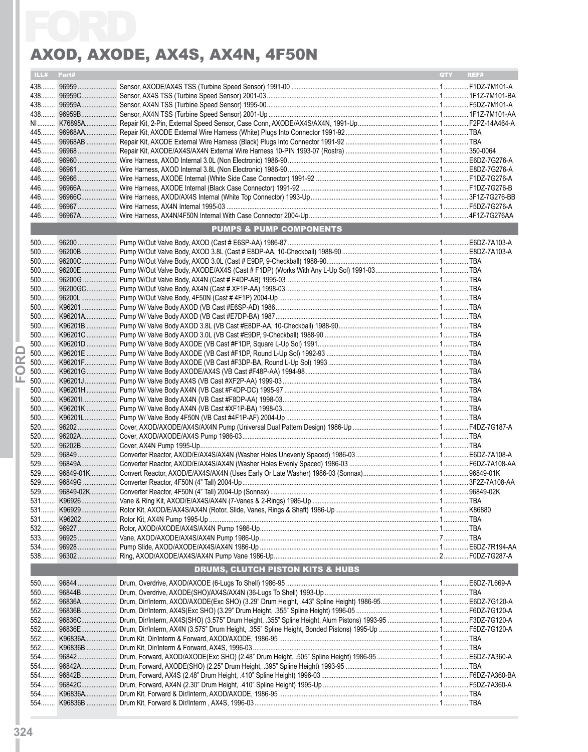# AXOD, AXODE, AX4S, AX4N, 4F50N

| ILL# | Part# | | QTY | REF# |
|---|---|---|---|---|
| 438 | 96959 | Sensor, AXODE/AX4S TSS (Turbine Speed Sensor) 1991-00 | 1 | F1DZ-7M101-A |
| 438 | 96959C | Sensor, AX4S TSS (Turbine Speed Sensor) 2001-03 | 1 | 1F1Z-7M101-BA |
| 438 | 96959A | Sensor, AX4N TSS (Turbine Speed Sensor) 1995-00 | 1 | F5DZ-7M101-A |
| 438 | 96959B | Sensor, AX4N TSS (Turbine Speed Sensor) 2001-Up | 1 | 1F1Z-7M101-AA |
| NI | K76895A | Repair Kit, 2-Pin, External Speed Sensor, Case Conn, AXODE/AX4S/AX4N, 1991-Up | 1 | F2PZ-14A464-A |
| 445 | 96968AA | Repair Kit, AXODE External Wire Harness (White) Plugs Into Connector 1991-92 | 1 | TBA |
| 445 | 96968AB | Repair Kit, AXODE External Wire Harness (Black) Plugs Into Connector 1991-92 | 1 | TBA |
| 445 | 96968 | Repair Kit, AXODE/AX4S/AX4N External Wire Harness 10-PIN 1993-07 (Rostra) | 1 | 350-0064 |
| 446 | 96960 | Wire Harness, AXOD Internal 3.0L (Non Electronic) 1986-90 | 1 | E6DZ-7G276-A |
| 446 | 96961 | Wire Harness, AXOD Internal 3.8L (Non Electronic) 1986-90 | 1 | E8DZ-7G276-A |
| 446 | 96966 | Wire Harness, AXODE Internal (White Side Case Connector) 1991-92 | 1 | F1DZ-7G276-A |
| 446 | 96966A | Wire Harness, AXODE Internal (Black Case Connector) 1991-92 | 1 | F1DZ-7G276-B |
| 446 | 96966C | Wire Harness, AXOD/AX4S Internal (White Top Connector) 1993-Up | 1 | 3F1Z-7G276-BB |
| 446 | 96967 | Wire Harness, AX4N Internal 1995-03 | 1 | F5DZ-7G276-A |
| 446 | 96967A | Wire Harness, AX4N/4F50N Internal With Case Connector 2004-Up | 1 | 4F1Z-7G276AA |
| | | **PUMPS & PUMP COMPONENTS** | | |
| 500 | 96200 | Pump W/Out Valve Body, AXOD (Cast # E6SP-AA) 1986-87 | 1 | E6DZ-7A103-A |
| 500 | 96200B | Pump W/Out Valve Body, AXOD 3.8L (Cast # E8DP-AA, 10-Checkball) 1988-90 | 1 | E8DZ-7A103-A |
| 500 | 96200C | Pump W/Out Valve Body, AXOD 3.0L (Cast # E9DP, 9-Checkball) 1988-90 | 1 | TBA |
| 500 | 96200E | Pump W/Out Valve Body, AXODE/AX4S (Cast # F1DP) (Works With Any L-Up Sol) 1991-03 | 1 | TBA |
| 500 | 96200G | Pump W/Out Valve Body, AX4N (Cast # F4DP-AB) 1995-03 | 1 | TBA |
| 500 | 96200GC | Pump W/Out Valve Body, AX4N (Cast # XF1P-AA) 1998-03 | 1 | TBA |
| 500 | 96200L | Pump W/Out Valve Body, 4F50N (Cast # 4F1P) 2004-Up | 1 | TBA |
| 500 | K96201 | Pump W/ Valve Body AXOD (VB Cast #E6SP-AD) 1986 | 1 | TBA |
| 500 | K96201A | Pump W/ Valve Body AXOD (VB Cast #E7DP-BA) 1987 | 1 | TBA |
| 500 | K96201B | Pump W/ Valve Body AXOD 3.8L (VB Cast #E8DP-AA, 10-Checkball) 1988-90 | 1 | TBA |
| 500 | K96201C | Pump W/ Valve Body AXOD 3.0L (VB Cast #E9DP, 9-Checkball) 1988-90 | 1 | TBA |
| 500 | K96201D | Pump W/ Valve Body AXODE (VB Cast #F1DP, Square L-Up Sol) 1991 | 1 | TBA |
| 500 | K96201E | Pump W/ Valve Body AXODE (VB Cast #F1DP, Round L-Up Sol) 1992-93 | 1 | TBA |
| 500 | K96201F | Pump W/ Valve Body AXODE (VB Cast #F3DP-BA, Round L-Up Sol) 1993 | 1 | TBA |
| 500 | K96201G | Pump W/ Valve Body AXODE/AX4S (VB Cast #F48P-AA) 1994-98 | 1 | TBA |
| 500 | K96201J | Pump W/ Valve Body AX4S (VB Cast #XF2P-AA) 1999-03 | 1 | TBA |
| 500 | K96201H | Pump W/ Valve Body AX4N (VB Cast #F4DP-DC) 1995-97 | 1 | TBA |
| 500 | K96201I | Pump W/ Valve Body AX4N (VB Cast #F8DP-AA) 1998-03 | 1 | TBA |
| 500 | K96201K | Pump W/ Valve Body AX4N (VB Cast #XF1P-BA) 1998-03 | 1 | TBA |
| 500 | K96201L | Pump W/ Valve Body 4F50N (VB Cast #4F1P-AF) 2004-Up | 1 | TBA |
| 520 | 96202 | Cover, AXOD/AXODE/AX4S/AX4N Pump (Universal Dual Pattern Design) 1986-Up | 1 | F4DZ-7G187-A |
| 520 | 96202A | Cover, AXOD/AXODE/AX4S Pump 1986-03 | 1 | TBA |
| 520 | 96202B | Cover, AX4N Pump 1995-Up | 1 | TBA |
| 529 | 96849 | Converter Reactor, AXOD/E/AX4S/AX4N (Washer Holes Unevenly Spaced) 1986-03 | 1 | E6DZ-7A108-A |
| 529 | 96849A | Converter Reactor, AXOD/E/AX4S/AX4N (Washer Holes Evenly Spaced) 1986-03 | 1 | F6DZ-7A108-AA |
| 529 | 96849-01K | Convert Reactor, AXOD/E/AX4S/AX4N (Uses Early Or Late Washer) 1986-03 (Sonnax) | 1 | 96849-01K |
| 529 | 96849G | Converter Reactor, 4F50N (4" Tall) 2004-Up | 1 | 3F2Z-7A108-AA |
| 529 | 96849-02K | Converter Reactor, 4F50N (4" Tall) 2004-Up (Sonnax) | 1 | 96849-02K |
| 531 | K96926 | Vane & Ring Kit, AXOD/E/AX4S/AX4N (7-Vanes & 2-Rings) 1986-Up | 1 | TBA |
| 531 | K96929 | Rotor Kit, AXOD/E/AX4S/AX4N (Rotor, Slide, Vanes, Rings & Shaft) 1986-Up | 1 | K86880 |
| 531 | K96202 | Rotor Kit, AX4N Pump 1995-Up | 1 | TBA |
| 532 | 96927 | Rotor, AXOD/AXODE/AX4S/AX4N Pump 1986-Up | 1 | TBA |
| 533 | 96925 | Vane, AXOD/AXODE/AX4S/AX4N Pump 1986-Up | 7 | TBA |
| 534 | 96928 | Pump Slide, AXOD/AXODE/AX4S/AX4N 1986-Up | 1 | E6DZ-7R194-AA |
| 538 | 96302 | Ring, AXOD/AXODE/AX4S/AX4N Pump Vane 1986-Up | 2 | F0DZ-7G287-A |
| | | **DRUMS, CLUTCH PISTON KITS & HUBS** | | |
| 550 | 96844 | Drum, Overdrive, AXOD/AXODE (6-Lugs To Shell) 1986-95 | 1 | E6DZ-7L669-A |
| 550 | 96844B | Drum, Overdrive, AXODE(SHO)/AX4S/AX4N (36-Lugs To Shell) 1993-Up | 1 | TBA |
| 552 | 96836A | Drum, Dir/Interm, AXOD/AXODE(Exc SHO) (3.29" Drum Height, .443" Spline Height) 1986-95 | 1 | E6DZ-7G120-A |
| 552 | 96836B | Drum, Dir/Interm, AX4S(Exc SHO) (3.29" Drum Height, .355" Spline Height) 1996-05 | 1 | F6DZ-7G120-A |
| 552 | 96836C | Drum, Dir/Interm, AX4S(SHO) (3.575" Drum Height, .355" Spline Height, Alum Pistons) 1993-95 | 1 | F3DZ-7G120-A |
| 552 | 96836E | Drum, Dir/Interm, AX4N (3.575" Drum Height, .355" Spline Height, Bonded Pistons) 1995-Up | 1 | F5DZ-7G120-A |
| 552 | K96836A | Drum Kit, Dir/Interm & Forward, AXOD/AXODE, 1986-95 | 1 | TBA |
| 552 | K96836B | Drum Kit, Dir/Interm & Forward, AX4S, 1996-03 | 1 | TBA |
| 554 | 96842 | Drum, Forward, AXOD/AXODE(Exc SHO) (2.48" Drum Height, .505" Spline Height) 1986-95 | 1 | E6DZ-7A360-A |
| 554 | 96842A | Drum, Forward, AXODE(SHO) (2.25" Drum Height, .395" Spline Height) 1993-95 | 1 | TBA |
| 554 | 96842B | Drum, Forward, AX4S (2.48" Drum Height, .410" Spline Height) 1996-03 | 1 | F6DZ-7A360-BA |
| 554 | 96842C | Drum, Forward, AX4N (2.30" Drum Height, .410" Spline Height) 1995-Up | 1 | F5DZ-7A360-A |
| 554 | K96836A | Drum Kit, Forward & Dir/Interm, AXOD/AXODE, 1986-95 | 1 | TBA |
| 554 | K96836B | Drum Kit, Forward & Dir/Interm , AX4S, 1996-03 | 1 | TBA |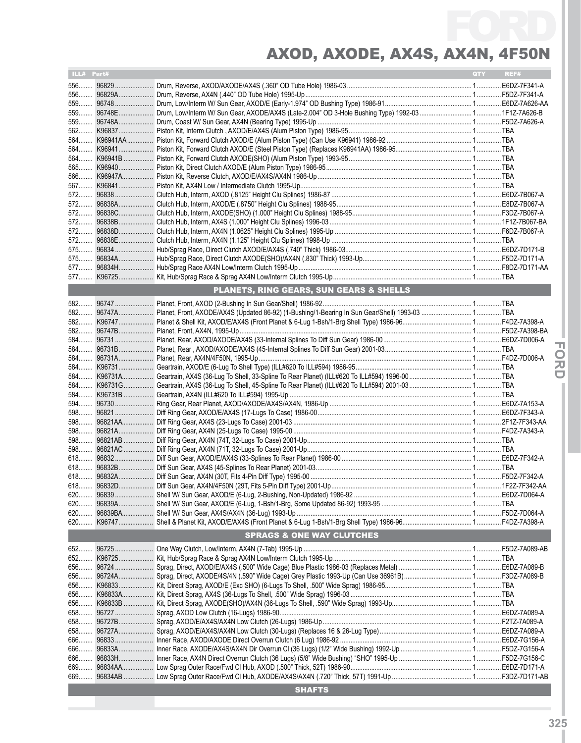# FORD

## AXOD, AXODE, AX4S, AX4N, 4F50N

| ILL# | Part# | | QTY | REF# |
|---|---|---|---|---|
| 556 | 96829 | Drum, Reverse, AXOD/AXODE/AX4S (.360" OD Tube Hole) 1986-03 | 1 | E6DZ-7F341-A |
| 556 | 96829A | Drum, Reverse, AX4N (.440" OD Tube Hole) 1995-Up | 1 | F5DZ-7F341-A |
| 559 | 96748 | Drum, Low/Interm W/ Sun Gear, AXOD/E (Early-1.974" OD Bushing Type) 1986-91 | 1 | E6DZ-7A626-AA |
| 559 | 96748E | Drum, Low/Interm W/ Sun Gear, AXODE/AX4S (Late-2.004" OD 3-Hole Bushing Type) 1992-03 | 1 | 1F1Z-7A626-B |
| 559 | 96748A | Drum, Coast W/ Sun Gear, AX4N (Bearing Type) 1995-Up | 1 | F5DZ-7A626-A |
| 562 | K96837 | Piston Kit, Interm Clutch , AXOD/E/AX4S (Alum Piston Type) 1986-95 | 1 | TBA |
| 564 | K96941AA | Piston Kit, Forward Clutch AXOD/E (Alum Piston Type) (Can Use K96941) 1986-92 | 1 | TBA |
| 564 | K96941 | Piston Kit, Forward Clutch AXOD/E (Steel Piston Type) (Replaces K96941AA) 1986-95 | 1 | TBA |
| 564 | K96941B | Piston Kit, Forward Clutch AXODE(SHO) (Alum Piston Type) 1993-95 | 1 | TBA |
| 565 | K96940 | Piston Kit, Direct Clutch AXOD/E (Alum Piston Type) 1986-95 | 1 | TBA |
| 566 | K96947A | Piston Kit, Reverse Clutch, AXOD/E/AX4S/AX4N 1986-Up | 1 | TBA |
| 567 | K96841 | Piston Kit, AX4N Low / Intermediate Clutch 1995-Up | 1 | TBA |
| 572 | 96838 | Clutch Hub, Interm, AXOD (.8125" Height Clu Splines) 1986-87 | 1 | E6DZ-7B067-A |
| 572 | 96838A | Clutch Hub, Interm, AXOD/E (.8750" Height Clu Splines) 1988-95 | 1 | E8DZ-7B067-A |
| 572 | 96838C | Clutch Hub, Interm, AXODE(SHO) (1.000" Height Clu Splines) 1988-95 | 1 | F3DZ-7B067-A |
| 572 | 96838B | Clutch Hub, Interm, AX4S (1.000" Height Clu Splines) 1996-03 | 1 | 1F1Z-7B067-BA |
| 572 | 96838D | Clutch Hub, Interm, AX4N (1.0625" Height Clu Splines) 1995-Up | 1 | F6DZ-7B067-A |
| 572 | 96838E | Clutch Hub, Interm, AX4N (1.125" Height Clu Splines) 1998-Up | 1 | TBA |
| 575 | 96834 | Hub/Sprag Race, Direct Clutch AXOD/E/AX4S (.740" Thick) 1986-03 | 1 | E6DZ-7D171-B |
| 575 | 96834A | Hub/Sprag Race, Direct Clutch AXODE(SHO)/AX4N (.830" Thick) 1993-Up | 1 | F5DZ-7D171-A |
| 577 | 96834H | Hub/Sprag Race AX4N Low/Interm Clutch 1995-Up | 1 | F8DZ-7D171-AA |
| 577 | K96725 | Kit, Hub/Sprag Race & Sprag AX4N Low/Interm Clutch 1995-Up | 1 | TBA |
| | | **PLANETS, RING GEARS, SUN GEARS & SHELLS** | | |
| 582 | 96747 | Planet, Front, AXOD (2-Bushing In Sun Gear/Shell) 1986-92 | 1 | TBA |
| 582 | 96747A | Planet, Front, AXODE/AX4S (Updated 86-92) (1-Bushing/1-Bearing In Sun Gear/Shell) 1993-03 | 1 | TBA |
| 582 | K96747 | Planet & Shell Kit, AXOD/E/AX4S (Front Planet & 6-Lug 1-Bsh/1-Brg Shell Type) 1986-96 | 1 | F4DZ-7A398-A |
| 582 | 96747B | Planet, Front, AX4N, 1995-Up | 1 | F5DZ-7A398-BA |
| 584 | 96731 | Planet, Rear, AXOD/AXODE/AX4S (33-Internal Splines To Diff Sun Gear) 1986-00 | 1 | E6DZ-7D006-A |
| 584 | 96731B | Planet, Rear , AXOD/AXODE/AX4S (45-Internal Splines To Diff Sun Gear) 2001-03 | 1 | TBA |
| 584 | 96731A | Planet, Rear, AX4N/4F50N, 1995-Up | 1 | F4DZ-7D006-A |
| 584 | K96731 | Geartrain, AXOD/E (6-Lug To Shell Type) (ILL#620 To ILL#594) 1986-95 | 1 | TBA |
| 584 | K96731A | Geartrain, AX4S (36-Lug To Shell, 33-Spline To Rear Planet) (ILL#620 To ILL#594) 1996-00 | 1 | TBA |
| 584 | K96731G | Geartrain, AX4S (36-Lug To Shell, 45-Spline To Rear Planet) (ILL#620 To ILL#594) 2001-03 | 1 | TBA |
| 584 | K96731B | Geartrain, AX4N (ILL#620 To ILL#594) 1995-Up | 1 | TBA |
| 594 | 96730 | Ring Gear, Rear Planet, AXOD/AXODE/AX4S/AX4N, 1986-Up | 1 | E6DZ-7A153-A |
| 598 | 96821 | Diff Ring Gear, AXOD/E/AX4S (17-Lugs To Case) 1986-00 | 1 | E6DZ-7F343-A |
| 598 | 96821AA | Diff Ring Gear, AX4S (23-Lugs To Case) 2001-03 | 1 | 2F1Z-7F343-AA |
| 598 | 96821A | Diff Ring Gear, AX4N (25-Lugs To Case) 1995-00 | 1 | F4DZ-7A343-A |
| 598 | 96821AB | Diff Ring Gear, AX4N (74T, 32-Lugs To Case) 2001-Up | 1 | TBA |
| 598 | 96821AC | Diff Ring Gear, AX4N (71T, 32-Lugs To Case) 2001-Up | 1 | TBA |
| 618 | 96832 | Diff Sun Gear, AXOD/E/AX4S (33-Splines To Rear Planet) 1986-00 | 1 | E6DZ-7F342-A |
| 618 | 96832B | Diff Sun Gear, AX4S (45-Splines To Rear Planet) 2001-03 | 1 | TBA |
| 618 | 96832A | Diff Sun Gear, AX4N (30T, Fits 4-Pin Diff Type) 1995-00 | 1 | F5DZ-7F342-A |
| 618 | 96832D | Diff Sun Gear, AX4N/4F50N (29T, Fits 5-Pin Diff Type) 2001-Up | 1 | 1F2Z-7F342-AA |
| 620 | 96839 | Shell W/ Sun Gear, AXOD/E (6-Lug, 2-Bushing, Non-Updated) 1986-92 | 1 | E6DZ-7D064-A |
| 620 | 96839A | Shell W/ Sun Gear, AXOD/E (6-Lug, 1-Bsh/1-Brg, Some Updated 86-92) 1993-95 | 1 | TBA |
| 620 | 96839BA | Shell W/ Sun Gear, AX4S/AX4N (36-Lug) 1993-Up | 1 | F5DZ-7D064-A |
| 620 | K96747 | Shell & Planet Kit, AXOD/E/AX4S (Front Planet & 6-Lug 1-Bsh/1-Brg Shell Type) 1986-96 | 1 | F4DZ-7A398-A |
| | | **SPRAGS & ONE WAY CLUTCHES** | | |
| 652 | 96725 | One Way Clutch, Low/Interm, AX4N (7-Tab) 1995-Up | 1 | F5DZ-7A089-AB |
| 652 | K96725 | Kit, Hub/Sprag Race & Sprag AX4N Low/Interm Clutch 1995-Up | 1 | TBA |
| 656 | 96724 | Sprag, Direct, AXOD/E/AX4S (.500" Wide Cage) Blue Plastic 1986-03 (Replaces Metal) | 1 | E6DZ-7A089-B |
| 656 | 96724A | Sprag, Direct, AXODE/4S/4N (.590" Wide Cage) Grey Plastic 1993-Up (Can Use 36961B) | 1 | F3DZ-7A089-B |
| 656 | K96833 | Kit, Direct Sprag, AXOD/E (Exc SHO) (6-Lugs To Shell, .500" Wide Sprag) 1986-95 | 1 | TBA |
| 656 | K96833A | Kit, Direct Sprag, AX4S (36-Lugs To Shell, .500" Wide Sprag) 1996-03 | 1 | TBA |
| 656 | K96833B | Kit, Direct Sprag, AXODE(SHO)/AX4N (36-Lugs To Shell, .590" Wide Sprag) 1993-Up | 1 | TBA |
| 658 | 96727 | Sprag, AXOD Low Clutch (16-Lugs) 1986-90 | 1 | E6DZ-7A089-A |
| 658 | 96727B | Sprag, AXOD/E/AX4S/AX4N Low Clutch (26-Lugs) 1986-Up | 1 | F2TZ-7A089-A |
| 658 | 96727A | Sprag, AXOD/E/AX4S/AX4N Low Clutch (30-Lugs) (Replaces 16 & 26-Lug Type) | 1 | E6DZ-7A089-A |
| 666 | 96833 | Inner Race, AXOD/AXODE Direct Overrun Clutch (6 Lug) 1986-92 | 1 | E6DZ-7G156-A |
| 666 | 96833A | Inner Race, AXODE/AX4S/AX4N Dir Overrun Cl (36 Lugs) (1/2" Wide Bushing) 1992-Up | 1 | F5DZ-7G156-A |
| 666 | 96833H | Inner Race, AX4N Direct Overrun Clutch (36 Lugs) (5/8" Wide Bushing) "SHO" 1995-Up | 1 | F5DZ-7G156-C |
| 669 | 96834AA | Low Sprag Outer Race/Fwd Cl Hub, AXOD (.500" Thick, 52T) 1986-90 | 1 | E6DZ-7D171-A |
| 669 | 96834AB | Low Sprag Outer Race/Fwd Cl Hub, AXODE/AX4S/AX4N (.720" Thick, 57T) 1991-Up | 1 | F3DZ-7D171-AB |
| | | **SHAFTS** | | |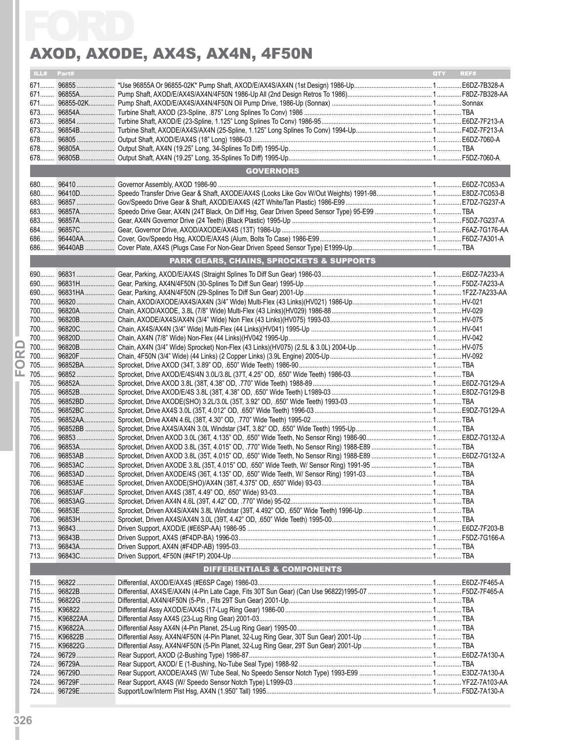# AXOD, AXODE, AX4S, AX4N, 4F50N

| ILL# | Part# | | QTY | REF# |
|---|---|---|---|---|
| 671 | 96855 | *Use 96855A Or 96855-02K* Pump Shaft, AXOD/E/AX4S/AX4N (1st Design) 1986-Up | 1 | E6DZ-7B328-A |
| 671 | 96855A | Pump Shaft, AXOD/E/AX4S/AX4N/4F50N 1986-Up All (2nd Design Retros To 1986) | 1 | F8DZ-7B328-AA |
| 671 | 96855-02K | Pump Shaft, AXOD/E/AX4S/AX4N/4F50N Oil Pump Drive, 1986-Up (Sonnax) | 1 | Sonnax |
| 673 | 96854A | Turbine Shaft, AXOD (23-Spline, .875" Long Splines To Conv) 1986 | 1 | TBA |
| 673 | 96854 | Turbine Shaft, AXOD/E (23-Spline, 1.125" Long Splines To Conv) 1986-95 | 1 | E6DZ-7F213-A |
| 673 | 96854B | Turbine Shaft, AXODE/AX4S/AX4N (25-Spline, 1.125" Long Splines To Conv) 1994-Up | 1 | F4DZ-7F213-A |
| 678 | 96805 | Output Shaft, AXOD/E/AX4S (18" Long) 1986-03 | 1 | E6DZ-7060-A |
| 678 | 96805A | Output Shaft, AX4N (19.25" Long, 34-Splines To Diff) 1995-Up | 1 | TBA |
| 678 | 96805B | Output Shaft, AX4N (19.25" Long, 35-Splines To Diff) 1995-Up | 1 | F5DZ-7060-A |
| | | **GOVERNORS** | | |
| 680 | 96410 | Governor Assembly, AXOD 1986-90 | 1 | E6DZ-7C053-A |
| 680 | 96410D | Speedo Transfer Drive Gear & Shaft, AXODE/AX4S (Looks Like Gov W/Out Weights) 1991-98 | 1 | E8DZ-7C053-B |
| 683 | 96857 | Gov/Speedo Drive Gear & Shaft, AXOD/E/AX4S (42T White/Tan Plastic) 1986-E99 | 1 | E7DZ-7G237-A |
| 683 | 96857A | Speedo Drive Gear, AX4N (24T Black, On Diff Hsg, Gear Driven Speed Sensor Type) 95-E99 | 1 | TBA |
| 683 | 96857A | Gear, AX4N Governor Drive (24 Teeth) (Black Plastic) 1995-Up | 1 | F5DZ-7G237-A |
| 684 | 96857C | Gear, Governor Drive, AXOD/AXODE/AX4S (13T) 1986-Up | 1 | F6AZ-7G176-AA |
| 686 | 96440AA | Cover, Gov/Speedo Hsg, AXOD/E/AX4S (Alum, Bolts To Case) 1986-E99 | 1 | F6DZ-7A301-A |
| 686 | 96440AB | Cover Plate, AX4S (Plugs Case For Non-Gear Driven Speed Sensor Type) E1999-Up | 1 | TBA |
| | | **PARK GEARS, CHAINS, SPROCKETS & SUPPORTS** | | |
| 690 | 96831 | Gear, Parking, AXOD/E/AX4S (Straight Splines To Diff Sun Gear) 1986-03 | 1 | E6DZ-7A233-A |
| 690 | 96831H | Gear, Parking, AX4N/4F50N (30-Splines To Diff Sun Gear) 1995-Up | 1 | F5DZ-7A233-A |
| 690 | 96831HA | Gear, Parking, AX4N/4F50N (29-Splines To Diff Sun Gear) 2001-Up | 1 | 1F2Z-7A233-AA |
| 700 | 96820 | Chain, AXOD/AXODE/AX4S/AX4N (3/4" Wide) Multi-Flex (43 Links)(HV021) 1986-Up | 1 | HV-021 |
| 700 | 96820A | Chain, AXOD/AXODE, 3.8L (7/8" Wide) Multi-Flex (43 Links)(HV029) 1986-88 | 1 | HV-029 |
| 700 | 96820B | Chain, AXODE/AX4S/AX4N (3/4" Wide) Non Flex (43 Links)(HV075) 1993-03 | 1 | HV-075 |
| 700 | 96820C | Chain, AX4S/AX4N (3/4" Wide) Multi-Flex (44 Links)(HV041) 1995-Up | 1 | HV-041 |
| 700 | 96820D | Chain, AX4N (7/8" Wide) Non-Flex (44 Links)(HV042 1995-Up | 1 | HV-042 |
| 700 | 96820B | Chain, AX4N (3/4" Wide) Sprocket) Non-Flex (43 Links)(HV075) (2.5L & 3.0L) 2004-Up | 1 | HV-075 |
| 700 | 96820F | Chain, 4F50N (3/4" Wide) (44 Links) (2 Copper Links) (3.9L Engine) 2005-Up | 1 | HV-092 |
| 705 | 96852BA | Sprocket, Drive AXOD (34T, 3.89" OD, .650" Wide Teeth) 1986-90 | 1 | TBA |
| 705 | 96852 | Sprocket, Drive AXOD/E/4S/4N 3.0L/3.8L (37T, 4.25" OD, .650" Wide Teeth) 1986-03 | 1 | TBA |
| 705 | 96852A | Sprocket, Drive AXOD 3.8L (38T, 4.38" OD, .770" Wide Teeth) 1988-89 | 1 | E6DZ-7G129-A |
| 705 | 96852B | Sprocket, Drive AXOD/E/4S 3.8L (38T, 4.38" OD, .650" Wide Teeth) L1989-03 | 1 | E8DZ-7G129-B |
| 705 | 96852BD | Sprocket, Drive AXODE(SHO) 3.2L/3.0L (35T, 3.92" OD, .650" Wide Teeth) 1993-03 | 1 | TBA |
| 705 | 96852BC | Sprocket, Drive AX4S 3.0L (35T, 4.012" OD, .650" Wide Teeth) 1996-03 | 1 | E9DZ-7G129-A |
| 705 | 96852AA | Sprocket, Drive AX4N 4.6L (38T, 4.30" OD, .770" Wide Teeth) 1995-02 | 1 | TBA |
| 705 | 96852BB | Sprocket, Drive AX4S/AX4N 3.0L Windstar (34T, 3.82" OD, .650" Wide Teeth) 1995-Up | 1 | TBA |
| 706 | 96853 | Sprocket, Driven AXOD 3.0L (36T, 4.135" OD, .650" Wide Teeth, No Sensor Ring) 1986-90 | 1 | E8DZ-7G132-A |
| 706 | 96853A | Sprocket, Driven AXOD 3.8L (35T, 4.015" OD, .770" Wide Teeth, No Sensor Ring) 1988-E89 | 1 | TBA |
| 706 | 96853AB | Sprocket, Driven AXOD 3.8L (35T, 4.015" OD, .650" Wide Teeth, No Sensor Ring) 1988-E89 | 1 | E6DZ-7G132-A |
| 706 | 96853AC | Sprocket, Driven AXODE 3.8L (35T, 4.015" OD, .650" Wide Teeth, W/ Sensor Ring) 1991-95 | 1 | TBA |
| 706 | 96853AD | Sprocket, Driven AXODE/4S (36T, 4.135" OD, .650" Wide Teeth, W/ Sensor Ring) 1991-03 | 1 | TBA |
| 706 | 96853AE | Sprocket, Driven AXODE(SHO)/AX4N (38T, 4.375" OD, .650" Wide Teeth) 93-03 | 1 | TBA |
| 706 | 96853AF | Sprocket, Driven AX4S (38T, 4.49" OD, .650" Wide) 93-03 | 1 | TBA |
| 706 | 96853AG | Sprocket, Driven AX4N 4.6L (39T, 4.42" OD, .770" Wide) 95-02 | 1 | TBA |
| 706 | 96853E | Sprocket, Driven AX4S/AX4N 3.8L Windstar (39T, 4.492" OD, .650" Wide Teeth) 1996-Up | 1 | TBA |
| 706 | 96853H | Sprocket, Driven AX4S/AX4N 3.0L (39T, 4.42" OD, .650" Wide Teeth) 1995-00 | 1 | TBA |
| 713 | 96843 | Driven Support, AXOD/E (#E6SP-AA) 1986-95 | 1 | E6DZ-7F203-B |
| 713 | 96843B | Driven Support, AX4S (#F4DP-BA) 1996-03 | 1 | F5DZ-7G166-A |
| 713 | 96843A | Driven Support, AX4N (#F4DP-AB) 1995-03 | 1 | TBA |
| 713 | 96843C | Driven Support, 4F50N (#4F1P) 2004-Up | 1 | TBA |
| | | **DIFFERENTIALS & COMPONENTS** | | |
| 715 | 96822 | Differential, AXOD/E/AX4S (#E6SP Cage) 1986-03 | 1 | E6DZ-7F465-A |
| 715 | 96822B | Differential, AX4S/E/AX4N (4-Pin Late Cage, Fits 30T Sun Gear) (Can Use 96822)1995-07 | 1 | F5DZ-7F465-A |
| 715 | 96822G | Differential, AX4N/4F50N (5-Pin , Fits 29T Sun Gear) 2001-Up | 1 | TBA |
| 715 | K96822 | Differential Assy AXOD/E/AX4S (17-Lug Ring Gear) 1986-00 | 1 | TBA |
| 715 | K96822AA | Differential Assy AX4S (23-Lug Ring Gear) 2001-03 | 1 | TBA |
| 715 | K96822A | Differential Assy AX4N (4-Pin Planet, 25-Lug Ring Gear) 1995-00 | 1 | TBA |
| 715 | K96822B | Differential Assy, AX4N/4F50N (4-Pin Planet, 32-Lug Ring Gear, 30T Sun Gear) 2001-Up | 1 | TBA |
| 715 | K96822G | Differential Assy, AX4N/4F50N (5-Pin Planet, 32-Lug Ring Gear, 29T Sun Gear) 2001-Up | 1 | TBA |
| 724 | 96729 | Rear Support, AXOD (2-Bushing Type) 1986-87 | 1 | E6DZ-7A130-A |
| 724 | 96729A | Rear Support, AXOD/ E (1-Bushing, No-Tube Seal Type) 1988-92 | 1 | TBA |
| 724 | 96729D | Rear Support, AXODE/AX4S (W/ Tube Seal, No Speedo Sensor Notch Type) 1993-E99 | 1 | E3DZ-7A130-A |
| 724 | 96729F | Rear Support, AX4S (W/ Speedo Sensor Notch Type) L1999-03 | 1 | YF2Z-7A103-AA |
| 724 | 96729E | Support/Low/Interm Pist Hsg, AX4N (1.950" Tall) 1995 | 1 | F5DZ-7A130-A |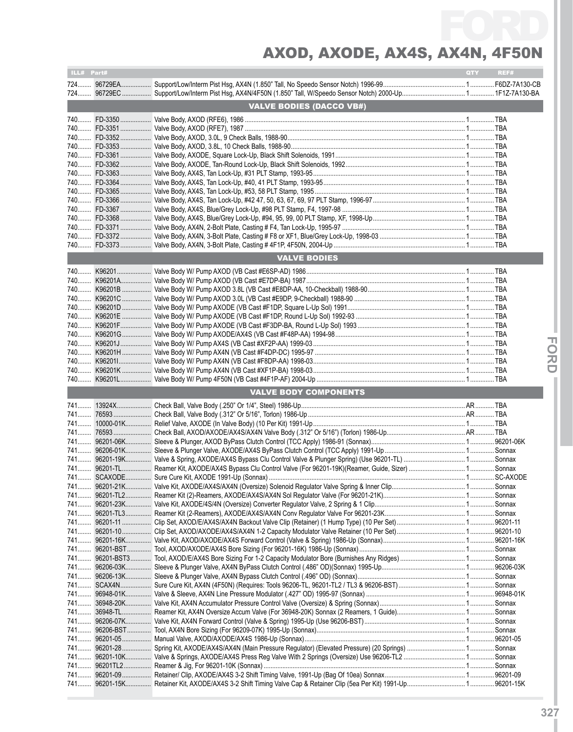# FORD

## AXOD, AXODE, AX4S, AX4N, 4F50N

| ILL# | Part# | | QTY | REF# |
|---|---|---|---|---|
| 724 | 96729EA | Support/Low/Interm Pist Hsg, AX4N (1.850" Tall, No Speedo Sensor Notch) 1996-99 | 1 | F6DZ-7A130-CB |
| 724 | 96729EC | Support/Low/Interm Pist Hsg, AX4N/4F50N (1.850" Tall, W/Speedo Sensor Notch) 2000-Up | 1 | 1F1Z-7A130-BA |
| | | **VALVE BODIES (DACCO VB#)** | | |
| 740 | FD-3350 | Valve Body, AXOD (RFE6), 1986 | 1 | TBA |
| 740 | FD-3351 | Valve Body, AXOD (RFE7), 1987 | 1 | TBA |
| 740 | FD-3352 | Valve Body, AXOD, 3.0L, 9 Check Balls, 1988-90 | 1 | TBA |
| 740 | FD-3353 | Valve Body, AXOD, 3.8L, 10 Check Balls, 1988-90 | 1 | TBA |
| 740 | FD-3361 | Valve Body, AXODE, Square Lock-Up, Black Shift Solenoids, 1991 | 1 | TBA |
| 740 | FD-3362 | Valve Body, AXODE, Tan-Round Lock-Up, Black Shift Solenoids, 1992 | 1 | TBA |
| 740 | FD-3363 | Valve Body, AX4S, Tan Lock-Up, #31 PLT Stamp, 1993-95 | 1 | TBA |
| 740 | FD-3364 | Valve Body, AX4S, Tan Lock-Up, #40, 41 PLT Stamp, 1993-95 | 1 | TBA |
| 740 | FD-3365 | Valve Body, AX4S, Tan Lock-Up, #53, 58 PLT Stamp, 1995 | 1 | TBA |
| 740 | FD-3366 | Valve Body, AX4S, Tan Lock-Up, #42 47, 50, 63, 67, 69, 97 PLT Stamp, 1996-97 | 1 | TBA |
| 740 | FD-3367 | Valve Body, AX4S, Blue/Grey Lock-Up, #98 PLT Stamp, F4, 1997-98 | 1 | TBA |
| 740 | FD-3368 | Valve Body, AX4S, Blue/Grey Lock-Up, #94, 95, 99, 00 PLT Stamp, XF, 1998-Up | 1 | TBA |
| 740 | FD-3371 | Valve Body, AX4N, 2-Bolt Plate, Casting # F4, Tan Lock-Up, 1995-97 | 1 | TBA |
| 740 | FD-3372 | Valve Body, AX4N, 3-Bolt Plate, Casting # F8 or XF1, Blue/Grey Lock-Up, 1998-03 | 1 | TBA |
| 740 | FD-3373 | Valve Body, AX4N, 3-Bolt Plate, Casting # 4F1P, 4F50N, 2004-Up | 1 | TBA |
| | | **VALVE BODIES** | | |
| 740 | K96201 | Valve Body W/ Pump AXOD (VB Cast #E6SP-AD) 1986 | 1 | TBA |
| 740 | K96201A | Valve Body W/ Pump AXOD (VB Cast #E7DP-BA) 1987 | 1 | TBA |
| 740 | K96201B | Valve Body W/ Pump AXOD 3.8L (VB Cast #E8DP-AA, 10-Checkball) 1988-90 | 1 | TBA |
| 740 | K96201C | Valve Body W/ Pump AXOD 3.0L (VB Cast #E9DP, 9-Checkball) 1988-90 | 1 | TBA |
| 740 | K96201D | Valve Body W/ Pump AXODE (VB Cast #F1DP, Square L-Up Sol) 1991 | 1 | TBA |
| 740 | K96201E | Valve Body W/ Pump AXODE (VB Cast #F1DP, Round L-Up Sol) 1992-93 | 1 | TBA |
| 740 | K96201F | Valve Body W/ Pump AXODE (VB Cast #F3DP-BA, Round L-Up Sol) 1993 | 1 | TBA |
| 740 | K96201G | Valve Body W/ Pump AXODE/AX4S (VB Cast #F48P-AA) 1994-98 | 1 | TBA |
| 740 | K96201J | Valve Body W/ Pump AX4S (VB Cast #XF2P-AA) 1999-03 | 1 | TBA |
| 740 | K96201H | Valve Body W/ Pump AX4N (VB Cast #F4DP-DC) 1995-97 | 1 | TBA |
| 740 | K96201I | Valve Body W/ Pump AX4N (VB Cast #F8DP-AA) 1998-03 | 1 | TBA |
| 740 | K96201K | Valve Body W/ Pump AX4N (VB Cast #XF1P-BA) 1998-03 | 1 | TBA |
| 740 | K96201L | Valve Body W/ Pump 4F50N (VB Cast #4F1P-AF) 2004-Up | 1 | TBA |
| | | **VALVE BODY COMPONENTS** | | |
| 741 | 13924X | Check Ball, Valve Body (.250" Or 1/4", Steel) 1986-Up | AR | TBA |
| 741 | 76593 | Check Ball, Valve Body (.312" Or 5/16", Torlon) 1986-Up | AR | TBA |
| 741 | 10000-01K | Relief Valve, AXODE (In Valve Body) (10 Per Kit) 1991-Up | 1 | TBA |
| 741 | 76593 | Check Ball, AXOD/AXODE/AX4S/AX4N Valve Body (.312" Or 5/16") (Torlon) 1986-Up | AR | TBA |
| 741 | 96201-06K | Sleeve & Plunger, AXOD ByPass Clutch Control (TCC Apply) 1986-91 (Sonnax) | 1 | 96201-06K |
| 741 | 96206-01K | Sleeve & Plunger Valve, AXODE/AX4S ByPass Clutch Control (TCC Apply) 1991-Up | 1 | Sonnax |
| 741 | 96201-19K | Valve & Spring, AXODE/AX4S Bypass Clu Control Valve & Plunger Spring) (Use 96201-TL) | 1 | Sonnax |
| 741 | 96201-TL | Reamer Kit, AXODE/AX4S Bypass Clu Control Valve (For 96201-19K)(Reamer, Guide, Sizer) | 1 | Sonnax |
| 741 | SCAXODE | Sure Cure Kit, AXODE 1991-Up (Sonnax) | 1 | SC-AXODE |
| 741 | 96201-21K | Valve Kit, AXODE/AX4S/AX4N (Oversize) Solenoid Regulator Valve Spring & Inner Clip | 1 | Sonnax |
| 741 | 96201-TL2 | Reamer Kit (2-Reamers), AXODE/AX4S/AX4N Sol Regulator Valve (For 96201-21K) | 1 | Sonnax |
| 741 | 96201-23K | Valve Kit, AXODE/4S/4N (Oversize) Converter Regulator Valve, 2 Spring & 1 Clip | 1 | Sonnax |
| 741 | 96201-TL3 | Reamer Kit (2-Reamers), AXODE/AX4S/AX4N Conv Regulator Valve For 96201-23K | 1 | Sonnax |
| 741 | 96201-11 | Clip Set, AXOD/E/AX4S/AX4N Backout Valve Clip (Retainer) (1 Hump Type) (10 Per Set) | 1 | 96201-11 |
| 741 | 96201-10 | Clip Set, AXOD/AXODE/AX4S/AX4N 1-2 Capacity Modulator Valve Retainer (10 Per Set) | 1 | 96201-10 |
| 741 | 96201-16K | Valve Kit, AXOD/AXODE/AX4S Forward Control (Valve & Spring) 1986-Up (Sonnax) | 1 | 96201-16K |
| 741 | 96201-BST | Tool, AXOD/AXODE/AX4S Bore Sizing (For 96201-16K) 1986-Up (Sonnax) | 1 | Sonnax |
| 741 | 96201-BST3 | Tool, AXOD/E/AX4S Bore Sizing For 1-2 Capacity Modulator Bore (Burnishes Any Ridges) | 1 | Sonnax |
| 741 | 96206-03K | Sleeve & Plunger Valve, AX4N ByPass Clutch Control (.486" OD)(Sonnax) 1995-Up | 1 | 96206-03K |
| 741 | 96206-13K | Sleeve & Plunger Valve, AX4N Bypass Clutch Control (.496" OD) (Sonnax) | 1 | Sonnax |
| 741 | SCAX4N | Sure Cure Kit, AX4N (4F50N) (Requires: Tools 96206-TL, 96201-TL2 / TL3 & 96206-BST) | 1 | Sonnax |
| 741 | 96948-01K | Valve & Sleeve, AX4N Line Pressure Modulator (.427" OD) 1995-97 (Sonnax) | 1 | 96948-01K |
| 741 | 36948-20K | Valve Kit, AX4N Accumulator Pressure Control Valve (Oversize) & Spring (Sonnax) | 1 | Sonnax |
| 741 | 36948-TL | Reamer Kit, AX4N Oversize Accum Valve (For 36948-20K) Sonnax (2 Reamers, 1 Guide) | 1 | Sonnax |
| 741 | 96206-07K | Valve Kit, AX4N Forward Control (Valve & Spring) 1995-Up (Use 96206-BST) | 1 | Sonnax |
| 741 | 96206-BST | Tool, AX4N Bore Sizing (For 96209-07K) 1995-Up (Sonnax) | 1 | Sonnax |
| 741 | 96201-05 | Manual Valve, AXOD/AXODE/AX4S 1986-Up (Sonnax) | 1 | 96201-05 |
| 741 | 96201-28 | Spring Kit, AXODE/AX4S/AX4N (Main Pressure Regulator) (Elevated Pressure) (20 Springs) | 1 | Sonnax |
| 741 | 96201-10K | Valve & Springs, AXODE/AX4S Press Reg Valve With 2 Springs (Oversize) Use 96206-TL2 | 1 | Sonnax |
| 741 | 96201TL2 | Reamer & Jig, For 96201-10K (Sonnax) | 1 | Sonnax |
| 741 | 96201-09 | Retainer/ Clip, AXODE/AX4S 3-2 Shift Timing Valve, 1991-Up (Bag Of 10ea) Sonnax | 1 | 96201-09 |
| 741 | 96201-15K | Retainer Kit, AXODE/AX4S 3-2 Shift Timing Valve Cap & Retainer Clip (5ea Per Kit) 1991-Up | 1 | 96201-15K |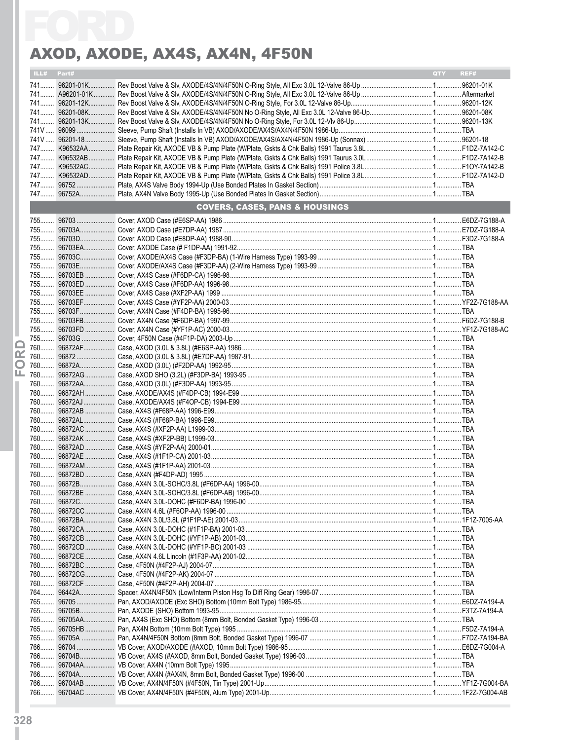# AXOD, AXODE, AX4S, AX4N, 4F50N

| ILL# | Part# | | QTY | REF# |
|---|---|---|---|---|
| 741 | 96201-01K | Rev Boost Valve & Slv, AXODE/4S/4N/4F50N O-Ring Style, All Exc 3.0L 12-Valve 86-Up | 1 | 96201-01K |
| 741 | A96201-01K | Rev Boost Valve & Slv, AXODE/4S/4N/4F50N O-Ring Style, All Exc 3.0L 12-Valve 86-Up | 1 | Aftermarket |
| 741 | 96201-12K | Rev Boost Valve & Slv, AXODE/4S/4N/4F50N O-Ring Style, For 3.0L 12-Valve 86-Up | 1 | 96201-12K |
| 741 | 96201-08K | Rev Boost Valve & Slv, AXODE/4S/4N/4F50N No O-Ring Style, All Exc 3.0L 12-Valve 86-Up | 1 | 96201-08K |
| 741 | 96201-13K | Rev Boost Valve & Slv, AXODE/4S/4N/4F50N No O-Ring Style, For 3.0L 12-Vlv 86-Up | 1 | 96201-13K |
| 741V | 96099 | Sleeve, Pump Shaft (Installs In VB) AXOD/AXODE/AX4S/AX4N/4F50N 1986-Up | 1 | TBA |
| 741V | 96201-18 | Sleeve, Pump Shaft (Installs In VB) AXOD/AXODE/AX4S/AX4N/4F50N 1986-Up (Sonnax) | 1 | 96201-18 |
| 747 | K96532AA | Plate Repair Kit, AXODE VB & Pump Plate (W/Plate, Gskts & Chk Balls) 1991 Taurus 3.8L | 1 | F1DZ-7A142-C |
| 747 | K96532AB | Plate Repair Kit, AXODE VB & Pump Plate (W/Plate, Gskts & Chk Balls) 1991 Taurus 3.0L | 1 | F1DZ-7A142-B |
| 747 | K96532AC | Plate Repair Kit, AXODE VB & Pump Plate (W/Plate, Gskts & Chk Balls) 1991 Police 3.0L | 1 | F1OY-7A142-B |
| 747 | K96532AD | Plate Repair Kit, AXODE VB & Pump Plate (W/Plate, Gskts & Chk Balls) 1991 Police 3.8L | 1 | F1DZ-7A142-D |
| 747 | 96752 | Plate, AX4S Valve Body 1994-Up (Use Bonded Plates In Gasket Section) | 1 | TBA |
| 747 | 96752A | Plate, AX4N Valve Body 1995-Up (Use Bonded Plates In Gasket Section) | 1 | TBA |

## COVERS, CASES, PANS & HOUSINGS

| ILL# | Part# | | QTY | REF# |
|---|---|---|---|---|
| 755 | 96703 | Cover, AXOD Case (#E6SP-AA) 1986 | 1 | E6DZ-7G188-A |
| 755 | 96703A | Cover, AXOD Case (#E7DP-AA) 1987 | 1 | E7DZ-7G188-A |
| 755 | 96703D | Cover, AXOD Case (#E8DP-AA) 1988-90 | 1 | F3DZ-7G188-A |
| 755 | 96703EA | Cover, AXODE Case (# F1DP-AA) 1991-92 | 1 | TBA |
| 755 | 96703C | Cover, AXODE/AX4S Case (#F3DP-BA) (1-Wire Harness Type) 1993-99 | 1 | TBA |
| 755 | 96703E | Cover, AXODE/AX4S Case (#F3DP-AA) (2-Wire Harness Type) 1993-99 | 1 | TBA |
| 755 | 96703EB | Cover, AX4S Case (#F6DP-CA) 1996-98 | 1 | TBA |
| 755 | 96703ED | Cover, AX4S Case (#F6DP-AA) 1996-98 | 1 | TBA |
| 755 | 96703EE | Cover, AX4S Case (#XF2P-AA) 1999 | 1 | TBA |
| 755 | 96703EF | Cover, AX4S Case (#YF2P-AA) 2000-03 | 1 | YF2Z-7G188-AA |
| 755 | 96703F | Cover, AX4N Case (#F4DP-BA) 1995-96 | 1 | TBA |
| 755 | 96703FB | Cover, AX4N Case (#F6DP-BA) 1997-99 | 1 | F6DZ-7G188-B |
| 755 | 96703FD | Cover, AX4N Case (#YF1P-AC) 2000-03 | 1 | YF1Z-7G188-AC |
| 755 | 96703G | Cover, 4F50N Case (#4F1P-DA) 2003-Up | 1 | TBA |
| 760 | 96872AF | Case, AXOD (3.0L & 3.8L) (#E6SP-AA) 1986 | 1 | TBA |
| 760 | 96872 | Case, AXOD (3.0L & 3.8L) (#E7DP-AA) 1987-91 | 1 | TBA |
| 760 | 96872A | Case, AXOD (3.0L) (#F2DP-AA) 1992-95 | 1 | TBA |
| 760 | 96872AG | Case, AXOD SHO (3.2L) (#F3DP-BA) 1993-95 | 1 | TBA |
| 760 | 96872AA | Case, AXOD (3.0L) (#F3DP-AA) 1993-95 | 1 | TBA |
| 760 | 96872AH | Case, AXODE/AX4S (#F4DP-CB) 1994-E99 | 1 | TBA |
| 760 | 96872AJ | Case, AXODE/AX4S (#F4OP-CB) 1994-E99 | 1 | TBA |
| 760 | 96872AB | Case, AX4S (#F68P-AA) 1996-E99 | 1 | TBA |
| 760 | 96872AL | Case, AX4S (#F68P-BA) 1996-E99 | 1 | TBA |
| 760 | 96872AC | Case, AX4S (#XF2P-AA) L1999-03 | 1 | TBA |
| 760 | 96872AK | Case, AX4S (#XF2P-BB) L1999-03 | 1 | TBA |
| 760 | 96872AD | Case, AX4S (#YF2P-AA) 2000-01 | 1 | TBA |
| 760 | 96872AE | Case, AX4S (#1F1P-CA) 2001-03 | 1 | TBA |
| 760 | 96872AM | Case, AX4S (#1F1P-AA) 2001-03 | 1 | TBA |
| 760 | 96872BD | Case, AX4N (#F4DP-AD) 1995 | 1 | TBA |
| 760 | 96872B | Case, AX4N 3.0L-SOHC/3.8L (#F6DP-AA) 1996-00 | 1 | TBA |
| 760 | 96872BE | Case, AX4N 3.0L-SOHC/3.8L (#F6DP-AB) 1996-00 | 1 | TBA |
| 760 | 96872C | Case, AX4N 3.0L-DOHC (#F6DP-BA) 1996-00 | 1 | TBA |
| 760 | 96872CC | Case, AX4N 4.6L (#F6OP-AA) 1996-00 | 1 | TBA |
| 760 | 96872BA | Case, AX4N 3.0L/3.8L (#1F1P-AE) 2001-03 | 1 | F1FZ-7005-AA |
| 760 | 96872CA | Case, AX4N 3.0L-DOHC (#1F1P-BA) 2001-03 | 1 | TBA |
| 760 | 96872CB | Case, AX4N 3.0L-DOHC (#YF1P-AB) 2001-03 | 1 | TBA |
| 760 | 96872CD | Case, AX4N 3.0L-DOHC (#YF1P-BC) 2001-03 | 1 | TBA |
| 760 | 96872CE | Case, AX4N 4.6L Lincoln (#1F3P-AA) 2001-02 | 1 | TBA |
| 760 | 96872BC | Case, 4F50N (#4F2P-AJ) 2004-07 | 1 | TBA |
| 760 | 96872CG | Case, 4F50N (#4F2P-AK) 2004-07 | 1 | TBA |
| 760 | 96872CF | Case, 4F50N (#4F2P-AH) 2004-07 | 1 | TBA |
| 764 | 96442A | Spacer, AX4N/4F50N (Low/Interm Piston Hsg To Diff Ring Gear) 1996-07 | 1 | TBA |
| 765 | 96705 | Pan, AXOD/AXODE (Exc SHO) Bottom (10mm Bolt Type) 1986-95 | 1 | E6DZ-7A194-A |
| 765 | 96705B | Pan, AXODE (SHO) Bottom 1993-95 | 1 | F3TZ-7A194-A |
| 765 | 96705AA | Pan, AX4S (Exc SHO) Bottom (8mm Bolt, Bonded Gasket Type) 1996-03 | 1 | TBA |
| 765 | 96705HB | Pan, AX4N Bottom (10mm Bolt Type) 1995 | 1 | F5DZ-7A194-A |
| 765 | 96705A | Pan, AX4N/4F50N Bottom (8mm Bolt, Bonded Gasket Type) 1996-07 | 1 | F7DZ-7A194-BA |
| 766 | 96704 | VB Cover, AXOD/AXODE (#AXOD, 10mm Bolt Type) 1986-95 | 1 | E6DZ-7G004-A |
| 766 | 96704B | VB Cover, AX4S (#AXOD, 8mm Bolt, Bonded Gasket Type) 1996-03 | 1 | TBA |
| 766 | 96704AA | VB Cover, AX4N (10mm Bolt Type) 1995 | 1 | TBA |
| 766 | 96704A | VB Cover, AX4N (#AX4N, 8mm Bolt, Bonded Gasket Type) 1996-00 | 1 | TBA |
| 766 | 96704AB | VB Cover, AX4N/4F50N (#4F50N, Tin Type) 2001-Up | 1 | YF1Z-7G004-BA |
| 766 | 96704AC | VB Cover, AX4N/4F50N (#4F50N, Alum Type) 2001-Up | 1 | 1F2Z-7G004-AB |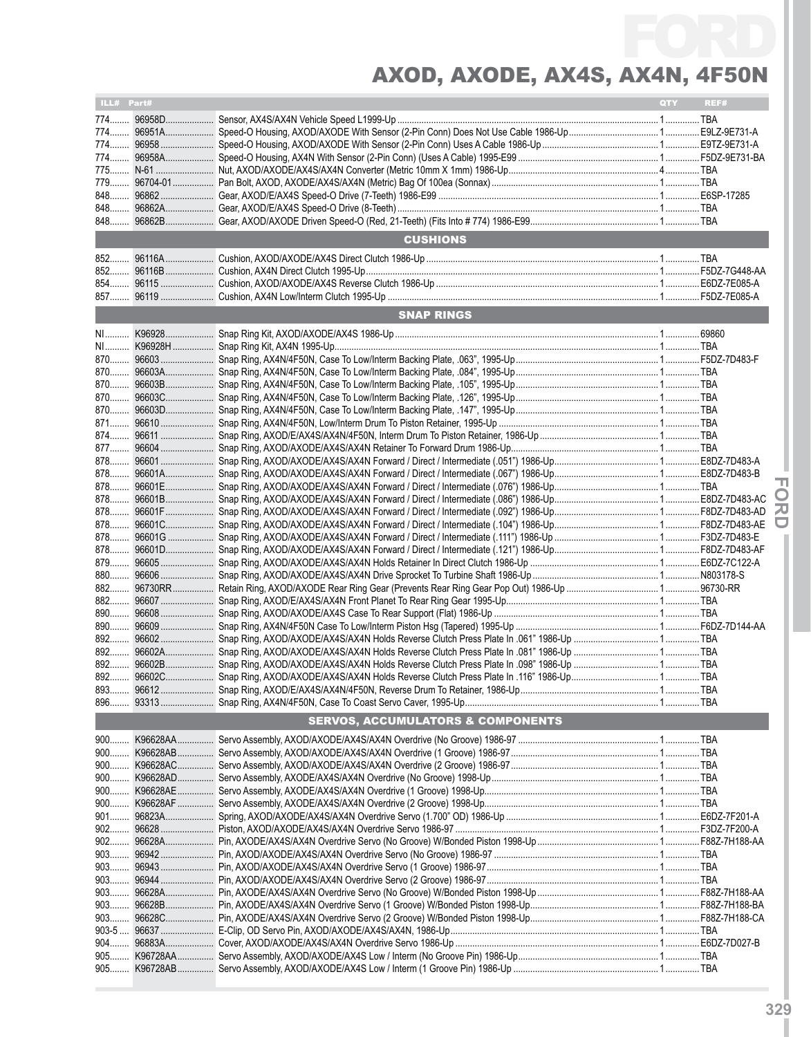# AXOD, AXODE, AX4S, AX4N, 4F50N

| ILL# | Part# | | QTY | REF# |
|---|---|---|---|---|
| 774 | 96958D | Sensor, AX4S/AX4N Vehicle Speed L1999-Up | 1 | TBA |
| 774 | 96951A | Speed-O Housing, AXOD/AXODE With Sensor (2-Pin Conn) Does Not Use Cable 1986-Up | 1 | E9LZ-9E731-A |
| 774 | 96958 | Speed-O Housing, AXOD/AXODE With Sensor (2-Pin Conn) Uses A Cable 1986-Up | 1 | E9TZ-9E731-A |
| 774 | 96958A | Speed-O Housing, AX4N With Sensor (2-Pin Conn) (Uses A Cable) 1995-E99 | 1 | F5DZ-9E731-BA |
| 775 | N-61 | Nut, AXOD/AXODE/AX4S/AX4N Converter (Metric 10mm X 1mm) 1986-Up | 4 | TBA |
| 779 | 96704-01 | Pan Bolt, AXOD, AXODE/AX4S/AX4N (Metric) Bag Of 100ea (Sonnax) | 1 | TBA |
| 848 | 96862 | Gear, AXOD/E/AX4S Speed-O Drive (7-Teeth) 1986-E99 | 1 | E6SP-17285 |
| 848 | 96862A | Gear, AXOD/E/AX4S Speed-O Drive (8-Teeth) | 1 | TBA |
| 848 | 96862B | Gear, AXOD/AXODE Driven Speed-O (Red, 21-Teeth) (Fits Into # 774) 1986-E99 | 1 | TBA |
| | | **CUSHIONS** | | |
| 852 | 96116A | Cushion, AXOD/AXODE/AX4S Direct Clutch 1986-Up | 1 | TBA |
| 852 | 96116B | Cushion, AX4N Direct Clutch 1995-Up | 1 | F5DZ-7G448-AA |
| 854 | 96115 | Cushion, AXOD/AXODE/AX4S Reverse Clutch 1986-Up | 1 | E6DZ-7E085-A |
| 857 | 96119 | Cushion, AX4N Low/Interm Clutch 1995-Up | 1 | F5DZ-7E085-A |
| | | **SNAP RINGS** | | |
| NI | K96928 | Snap Ring Kit, AXOD/AXODE/AX4S 1986-Up | 1 | 69860 |
| NI | K96928H | Snap Ring Kit, AX4N 1995-Up | 1 | TBA |
| 870 | 96603 | Snap Ring, AX4N/4F50N, Case To Low/Interm Backing Plate, .063", 1995-Up | 1 | F5DZ-7D483-F |
| 870 | 96603A | Snap Ring, AX4N/4F50N, Case To Low/Interm Backing Plate, .084", 1995-Up | 1 | TBA |
| 870 | 96603B | Snap Ring, AX4N/4F50N, Case To Low/Interm Backing Plate, .105", 1995-Up | 1 | TBA |
| 870 | 96603C | Snap Ring, AX4N/4F50N, Case To Low/Interm Backing Plate, .126", 1995-Up | 1 | TBA |
| 870 | 96603D | Snap Ring, AX4N/4F50N, Case To Low/Interm Backing Plate, .147", 1995-Up | 1 | TBA |
| 871 | 96610 | Snap Ring, AX4N/4F50N, Low/Interm Drum To Piston Retainer, 1995-Up | 1 | TBA |
| 874 | 96611 | Snap Ring, AXOD/E/AX4S/AX4N/4F50N, Interm Drum To Piston Retainer, 1986-Up | 1 | TBA |
| 877 | 96604 | Snap Ring, AXOD/AXODE/AX4S/AX4N Retainer To Forward Drum 1986-Up | 1 | TBA |
| 878 | 96601 | Snap Ring, AXOD/AXODE/AX4S/AX4N Forward / Direct / Intermediate (.051") 1986-Up | 1 | E8DZ-7D483-A |
| 878 | 96601A | Snap Ring, AXOD/AXODE/AX4S/AX4N Forward / Direct / Intermediate (.067") 1986-Up | 1 | E8DZ-7D483-B |
| 878 | 96601E | Snap Ring, AXOD/AXODE/AX4S/AX4N Forward / Direct / Intermediate (.076") 1986-Up | 1 | TBA |
| 878 | 96601B | Snap Ring, AXOD/AXODE/AX4S/AX4N Forward / Direct / Intermediate (.086") 1986-Up | 1 | E8DZ-7D483-AC |
| 878 | 96601F | Snap Ring, AXOD/AXODE/AX4S/AX4N Forward / Direct / Intermediate (.092") 1986-Up | 1 | F8DZ-7D483-AD |
| 878 | 96601C | Snap Ring, AXOD/AXODE/AX4S/AX4N Forward / Direct / Intermediate (.104") 1986-Up | 1 | F8DZ-7D483-AE |
| 878 | 96601G | Snap Ring, AXOD/AXODE/AX4S/AX4N Forward / Direct / Intermediate (.111") 1986-Up | 1 | F3DZ-7D483-E |
| 878 | 96601D | Snap Ring, AXOD/AXODE/AX4S/AX4N Forward / Direct / Intermediate (.121") 1986-Up | 1 | F8DZ-7D483-AF |
| 879 | 96605 | Snap Ring, AXOD/AXODE/AX4S/AX4N Holds Retainer In Direct Clutch 1986-Up | 1 | E6DZ-7C122-A |
| 880 | 96606 | Snap Ring, AXOD/AXODE/AX4S/AX4N Drive Sprocket To Turbine Shaft 1986-Up | 1 | N803178-S |
| 882 | 96730RR | Retain Ring, AXOD/AXODE Rear Ring Gear (Prevents Rear Ring Gear Pop Out) 1986-Up | 1 | 96730-RR |
| 882 | 96607 | Snap Ring, AXOD/E/AX4S/AX4N Front Planet To Rear Ring Gear 1995-Up | 1 | TBA |
| 890 | 96608 | Snap Ring, AXOD/AXODE/AX4S Case To Rear Support (Flat) 1986-Up | 1 | TBA |
| 890 | 96609 | Snap Ring, AX4N/4F50N Case To Low/Interm Piston Hsg (Tapered) 1995-Up | 1 | F6DZ-7D144-AA |
| 892 | 96602 | Snap Ring, AXOD/AXODE/AX4S/AX4N Holds Reverse Clutch Press Plate In .061" 1986-Up | 1 | TBA |
| 892 | 96602A | Snap Ring, AXOD/AXODE/AX4S/AX4N Holds Reverse Clutch Press Plate In .081" 1986-Up | 1 | TBA |
| 892 | 96602B | Snap Ring, AXOD/AXODE/AX4S/AX4N Holds Reverse Clutch Press Plate In .098" 1986-Up | 1 | TBA |
| 892 | 96602C | Snap Ring, AXOD/AXODE/AX4S/AX4N Holds Reverse Clutch Press Plate In .116" 1986-Up | 1 | TBA |
| 893 | 96612 | Snap Ring, AXOD/E/AX4S/AX4N/4F50N, Reverse Drum To Retainer, 1986-Up | 1 | TBA |
| 896 | 93313 | Snap Ring, AX4N/4F50N, Case To Coast Servo Caver, 1995-Up | 1 | TBA |
| | | **SERVOS, ACCUMULATORS & COMPONENTS** | | |
| 900 | K96628AA | Servo Assembly, AXOD/AXODE/AX4S/AX4N Overdrive (No Groove) 1986-97 | 1 | TBA |
| 900 | K96628AB | Servo Assembly, AXOD/AXODE/AX4S/AX4N Overdrive (1 Groove) 1986-97 | 1 | TBA |
| 900 | K96628AC | Servo Assembly, AXOD/AXODE/AX4S/AX4N Overdrive (2 Groove) 1986-97 | 1 | TBA |
| 900 | K96628AD | Servo Assembly, AXODE/AX4S/AX4N Overdrive (No Groove) 1998-Up | 1 | TBA |
| 900 | K96628AE | Servo Assembly, AXODE/AX4S/AX4N Overdrive (1 Groove) 1998-Up | 1 | TBA |
| 900 | K96628AF | Servo Assembly, AXODE/AX4S/AX4N Overdrive (2 Groove) 1998-Up | 1 | TBA |
| 901 | 96823A | Spring, AXOD/AXODE/AX4S/AX4N Overdrive Servo (1.700" OD) 1986-Up | 1 | E6DZ-7F201-A |
| 902 | 96628 | Piston, AXOD/AXODE/AX4S/AX4N Overdrive Servo 1986-97 | 1 | F3DZ-7F200-A |
| 902 | 96628A | Pin, AXODE/AX4S/AX4N Overdrive Servo (No Groove) W/Bonded Piston 1998-Up | 1 | F88Z-7H188-AA |
| 903 | 96942 | Pin, AXOD/AXODE/AX4S/AX4N Overdrive Servo (No Groove) 1986-97 | 1 | TBA |
| 903 | 96943 | Pin, AXOD/AXODE/AX4S/AX4N Overdrive Servo (1 Groove) 1986-97 | 1 | TBA |
| 903 | 96944 | Pin, AXOD/AXODE/AX4S/AX4N Overdrive Servo (2 Groove) 1986-97 | 1 | TBA |
| 903 | 96628A | Pin, AXODE/AX4S/AX4N Overdrive Servo (No Groove) W/Bonded Piston 1998-Up | 1 | F88Z-7H188-AA |
| 903 | 96628B | Pin, AXODE/AX4S/AX4N Overdrive Servo (1 Groove) W/Bonded Piston 1998-Up | 1 | F88Z-7H188-BA |
| 903 | 96628C | Pin, AXODE/AX4S/AX4N Overdrive Servo (2 Groove) W/Bonded Piston 1998-Up | 1 | F88Z-7H188-CA |
| 903-5 | 96637 | E-Clip, OD Servo Pin, AXOD/AXODE/AX4S/AX4N, 1986-Up | 1 | TBA |
| 904 | 96883A | Cover, AXOD/AXODE/AX4S/AX4N Overdrive Servo 1986-Up | 1 | E6DZ-7D027-B |
| 905 | K96728AA | Servo Assembly, AXOD/AXODE/AX4S Low / Interm (No Groove Pin) 1986-Up | 1 | TBA |
| 905 | K96728AB | Servo Assembly, AXOD/AXODE/AX4S Low / Interm (1 Groove Pin) 1986-Up | 1 | TBA |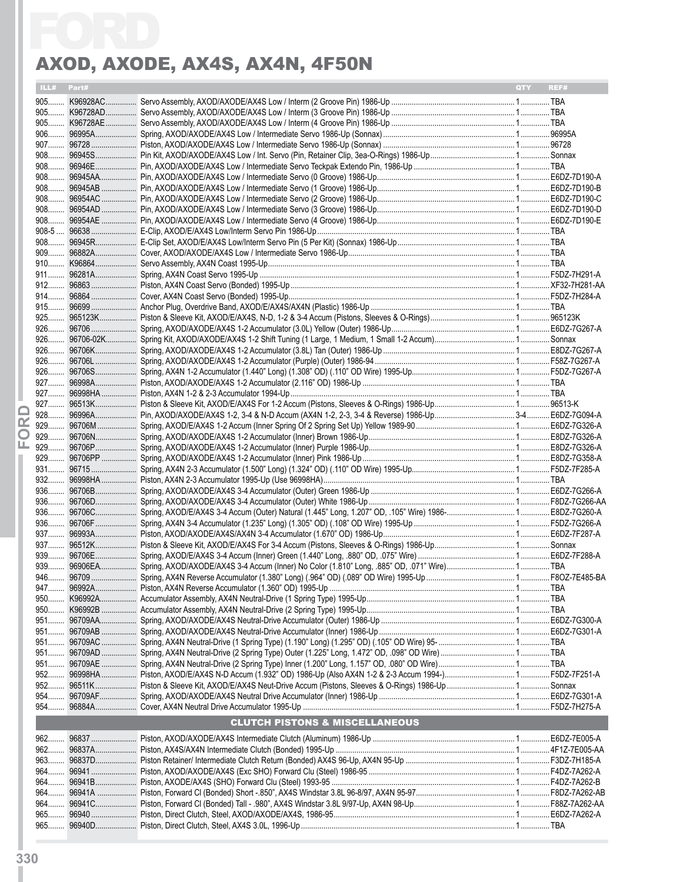# FORD

## AXOD, AXODE, AX4S, AX4N, 4F50N

| ILL# | Part# | | QTY | REF# |
|---|---|---|---|---|
| 905 | K96928AC | Servo Assembly, AXOD/AXODE/AX4S Low / Interm (2 Groove Pin) 1986-Up | 1 | TBA |
| 905 | K96728AD | Servo Assembly, AXOD/AXODE/AX4S Low / Interm (3 Groove Pin) 1986-Up | 1 | TBA |
| 905 | K96728AE | Servo Assembly, AXOD/AXODE/AX4S Low / Interm (4 Groove Pin) 1986-Up | 1 | TBA |
| 906 | 96995A | Spring, AXOD/AXODE/AX4S Low / Intermediate Servo 1986-Up (Sonnax) | 1 | 96995A |
| 907 | 96728 | Piston, AXOD/AXODE/AX4S Low / Intermediate Servo 1986-Up (Sonnax) | 1 | 96728 |
| 908 | 96945S | Pin Kit, AXOD/AXODE/AX4S Low / Int. Servo (Pin, Retainer Clip, 3ea-O-Rings) 1986-Up | 1 | Sonnax |
| 908 | 96946E | Pin, AXOD/AXODE/AX4S Low / Intermediate Servo Teckpak Extendo Pin, 1986-Up | 1 | TBA |
| 908 | 96945AA | Pin, AXOD/AXODE/AX4S Low / Intermediate Servo (0 Groove) 1986-Up | 1 | E6DZ-7D190-A |
| 908 | 96945AB | Pin, AXOD/AXODE/AX4S Low / Intermediate Servo (1 Groove) 1986-Up | 1 | E6DZ-7D190-B |
| 908 | 96954AC | Pin, AXOD/AXODE/AX4S Low / Intermediate Servo (2 Groove) 1986-Up | 1 | E6DZ-7D190-C |
| 908 | 96954AD | Pin, AXOD/AXODE/AX4S Low / Intermediate Servo (3 Groove) 1986-Up | 1 | E6DZ-7D190-D |
| 908 | 96954AE | Pin, AXOD/AXODE/AX4S Low / Intermediate Servo (4 Groove) 1986-Up | 1 | E6DZ-7D190-E |
| 908-5 | 96638 | E-Clip, AXOD/E/AX4S Low/Interm Servo Pin 1986-Up | 1 | TBA |
| 908 | 96945R | E-Clip Set, AXOD/E/AX4S Low/Interm Servo Pin (5 Per Kit) (Sonnax) 1986-Up | 1 | TBA |
| 909 | 96882A | Cover, AXOD/AXODE/AX4S Low / Intermediate Servo 1986-Up | 1 | TBA |
| 910 | K96864 | Servo Assembly, AX4N Coast 1995-Up | 1 | TBA |
| 911 | 96281A | Spring, AX4N Coast Servo 1995-Up | 1 | F5DZ-7H291-A |
| 912 | 96863 | Piston, AX4N Coast Servo (Bonded) 1995-Up | 1 | XF32-7H281-AA |
| 914 | 96864 | Cover, AX4N Coast Servo (Bonded) 1995-Up | 1 | F5DZ-7H284-A |
| 915 | 96699 | Anchor Plug, Overdrive Band, AXOD/E/AX4S/AX4N (Plastic) 1986-Up | 1 | TBA |
| 925 | 965123K | Piston & Sleeve Kit, AXOD/E/AX4S, N-D, 1-2 & 3-4 Accum (Pistons, Sleeves & O-Rings) | 1 | 965123K |
| 926 | 96706 | Spring, AXOD/AXODE/AX4S 1-2 Accumulator (3.0L) Yellow (Outer) 1986-Up | 1 | E6DZ-7G267-A |
| 926 | 96706-02K | Spring Kit, AXOD/AXODE/AX4S 1-2 Shift Tuning (1 Large, 1 Medium, 1 Small 1-2 Accum) | 1 | Sonnax |
| 926 | 96706K | Spring, AXOD/AXODE/AX4S 1-2 Accumulator (3.8L) Tan (Outer) 1986-Up | 1 | E8DZ-7G267-A |
| 926 | 96706L | Spring, AXOD/AXODE/AX4S 1-2 Accumulator (Purple) (Outer) 1986-94 | 1 | F58Z-7G267-A |
| 926 | 96706S | Spring, AX4N 1-2 Accumulator (1.440" Long) (1.308" OD) (.110" OD Wire) 1995-Up | 1 | F5DZ-7G267-A |
| 927 | 96998A | Piston, AXOD/AXODE/AX4S 1-2 Accumulator (2.116" OD) 1986-Up | 1 | TBA |
| 927 | 96998HA | Piston, AX4N 1-2 & 2-3 Accumulator 1994-Up | 1 | TBA |
| 927 | 96513K | Piston & Sleeve Kit, AXOD/E/AX4S For 1-2 Accum (Pistons, Sleeves & O-Rings) 1986-Up | 1 | 96513-K |
| 928 | 96996A | Pin, AXOD/AXODE/AX4S 1-2, 3-4 & N-D Accum (AX4N 1-2, 2-3, 3-4 & Reverse) 1986-Up | 3-4 | E6DZ-7G094-A |
| 929 | 96706M | Spring, AXOD/E/AX4S 1-2 Accum (Inner Spring Of 2 Spring Set Up) Yellow 1989-90 | 1 | E6DZ-7G326-A |
| 929 | 96706N | Spring, AXOD/AXODE/AX4S 1-2 Accumulator (Inner) Brown 1986-Up | 1 | E8DZ-7G326-A |
| 929 | 96706P | Spring, AXOD/AXODE/AX4S 1-2 Accumulator (Inner) Purple 1986-Up | 1 | E8DZ-7G326-A |
| 929 | 96706PP | Spring, AXOD/AXODE/AX4S 1-2 Accumulator (Inner) Pink 1986-Up | 1 | E8DZ-7G358-A |
| 931 | 96715 | Spring, AX4N 2-3 Accumulator (1.500" Long) (1.324" OD) (.110" OD Wire) 1995-Up | 1 | F5DZ-7F285-A |
| 932 | 96998HA | Piston, AX4N 2-3 Accumulator 1995-Up (Use 96998HA) | 1 | TBA |
| 936 | 96706B | Spring, AXOD/AXODE/AX4S 3-4 Accumulator (Outer) Green 1986-Up | 1 | E6DZ-7G266-A |
| 936 | 96706D | Spring, AXOD/AXODE/AX4S 3-4 Accumulator (Outer) White 1986-Up | 1 | F8DZ-7G266-AA |
| 936 | 96706C | Spring, AXOD/E/AX4S 3-4 Accum (Outer) Natural (1.445" Long, 1.207" OD, .105" Wire) 1986- | 1 | E8DZ-7G260-A |
| 936 | 96706F | Spring, AX4N 3-4 Accumulator (1.235" Long) (1.305" OD) (.108" OD Wire) 1995-Up | 1 | F5DZ-7G266-A |
| 937 | 96993A | Piston, AXOD/AXODE/AX4S/AX4N 3-4 Accumulator (1.670" OD) 1986-Up | 1 | E6DZ-7F287-A |
| 937 | 96512K | Piston & Sleeve Kit, AXOD/E/AX4S For 3-4 Accum (Pistons, Sleeves & O-Rings) 1986-Up | 1 | Sonnax |
| 939 | 96706E | Spring, AXOD/E/AX4S 3-4 Accum (Inner) Green (1.440" Long, .880" OD, .075" Wire) | 1 | E6DZ-7F288-A |
| 939 | 96906EA | Spring, AXOD/AXODE/AX4S 3-4 Accum (Inner) No Color (1.810" Long, .885" OD, .071" Wire) | 1 | TBA |
| 946 | 96709 | Spring, AX4N Reverse Accumulator (1.380" Long) (.964" OD) (.089" OD Wire) 1995-Up | 1 | F8OZ-7E485-BA |
| 947 | 96992A | Piston, AX4N Reverse Accumulator (1.360" OD) 1995-Up | 1 | TBA |
| 950 | K96992A | Accumulator Assembly, AX4N Neutral-Drive (1 Spring Type) 1995-Up | 1 | TBA |
| 950 | K96992B | Accumulator Assembly, AX4N Neutral-Drive (2 Spring Type) 1995-Up | 1 | TBA |
| 951 | 96709AA | Spring, AXOD/AXODE/AX4S Neutral-Drive Accumulator (Outer) 1986-Up | 1 | E6DZ-7G300-A |
| 951 | 96709AB | Spring, AXOD/AXODE/AX4S Neutral-Drive Accumulator (Inner) 1986-Up | 1 | E6DZ-7G301-A |
| 951 | 96709AC | Spring, AX4N Neutral-Drive (1 Spring Type) (1.190" Long) (1.295" OD) (.105" OD Wire) 95- | 1 | TBA |
| 951 | 96709AD | Spring, AX4N Neutral-Drive (2 Spring Type) Outer (1.225" Long, 1.472" OD, .098" OD Wire) | 1 | TBA |
| 951 | 96709AE | Spring, AX4N Neutral-Drive (2 Spring Type) Inner (1.200" Long, 1.157" OD, .080" OD Wire) | 1 | TBA |
| 952 | 96998HA | Piston, AXOD/E/AX4S N-D Accum (1.932" OD) 1986-Up (Also AX4N 1-2 & 2-3 Accum 1994-) | 1 | F5DZ-7F251-A |
| 952 | 96511K | Piston & Sleeve Kit, AXOD/E/AX4S Neut-Drive Accum (Pistons, Sleeves & O-Rings) 1986-Up | 1 | Sonnax |
| 954 | 96709AF | Spring, AXOD/AXODE/AX4S Neutral Drive Accumulator (Inner) 1986-Up | 1 | E6DZ-7G301-A |
| 954 | 96884A | Cover, AX4N Neutral Drive Accumulator 1995-Up | 1 | F5DZ-7H275-A |

### CLUTCH PISTONS & MISCELLANEOUS

| ILL# | Part# | | QTY | REF# |
|---|---|---|---|---|
| 962 | 96837 | Piston, AXOD/AXODE/AX4S Intermediate Clutch (Aluminum) 1986-Up | 1 | E6DZ-7E005-A |
| 962 | 96837A | Piston, AX4S/AX4N Intermediate Clutch (Bonded) 1995-Up | 1 | 4F1Z-7E005-AA |
| 963 | 96837D | Piston Retainer/ Intermediate Clutch Return (Bonded) AX4S 96-Up, AX4N 95-Up | 1 | F3DZ-7H185-A |
| 964 | 96941 | Piston, AXOD/AXODE/AX4S (Exc SHO) Forward Clu (Steel) 1986-95 | 1 | F4DZ-7A262-A |
| 964 | 96941B | Piston, AXODE/AX4S (SHO) Forward Clu (Steel) 1993-95 | 1 | F4DZ-7A262-B |
| 964 | 96941A | Piston, Forward Cl (Bonded) Short -.850", AX4S Windstar 3.8L 96-8/97, AX4N 95-97 | 1 | F8DZ-7A262-AB |
| 964 | 96941C | Piston, Forward Cl (Bonded) Tall - .980", AX4S Windstar 3.8L 9/97-Up, AX4N 98-Up | 1 | F88Z-7A262-AA |
| 965 | 96940 | Piston, Direct Clutch, Steel, AXOD/AXODE/AX4S, 1986-95 | 1 | E6DZ-7A262-A |
| 965 | 96940D | Piston, Direct Clutch, Steel, AX4S 3.0L, 1996-Up | 1 | TBA |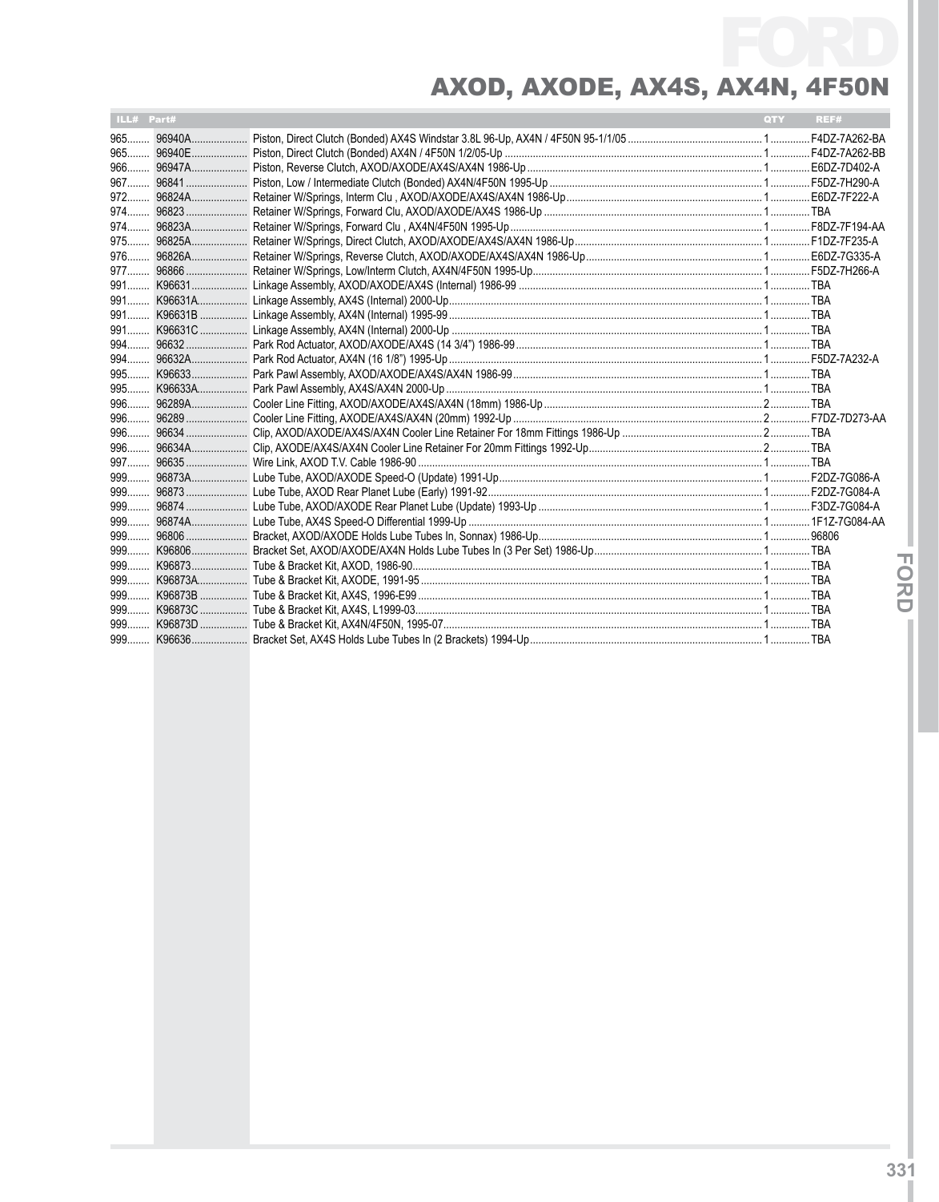# FORD

## AXOD, AXODE, AX4S, AX4N, 4F50N

| ILL# | Part# | | QTY | REF# |
|---|---|---|---|---|
| 965 | 96940A | Piston, Direct Clutch (Bonded) AX4S Windstar 3.8L 96-Up, AX4N / 4F50N 95-1/1/05 | 1 | F4DZ-7A262-BA |
| 965 | 96940E | Piston, Direct Clutch (Bonded) AX4N / 4F50N 1/2/05-Up | 1 | F4DZ-7A262-BB |
| 966 | 96947A | Piston, Reverse Clutch, AXOD/AXODE/AX4S/AX4N 1986-Up | 1 | E6DZ-7D402-A |
| 967 | 96841 | Piston, Low / Intermediate Clutch (Bonded) AX4N/4F50N 1995-Up | 1 | F5DZ-7H290-A |
| 972 | 96824A | Retainer W/Springs, Interm Clu , AXOD/AXODE/AX4S/AX4N 1986-Up | 1 | E6DZ-7F222-A |
| 974 | 96823 | Retainer W/Springs, Forward Clu , AXOD/AXODE/AX4S 1986-Up | 1 | TBA |
| 974 | 96823A | Retainer W/Springs, Forward Clu , AX4N/4F50N 1995-Up | 1 | F8DZ-7F194-AA |
| 975 | 96825A | Retainer W/Springs, Direct Clutch, AXOD/AXODE/AX4S/AX4N 1986-Up | 1 | F1DZ-7F235-A |
| 976 | 96826A | Retainer W/Springs, Reverse Clutch, AXOD/AXODE/AX4S/AX4N 1986-Up | 1 | E6DZ-7G335-A |
| 977 | 96866 | Retainer W/Springs, Low/Interm Clutch, AX4N/4F50N 1995-Up | 1 | F5DZ-7H266-A |
| 991 | K96631 | Linkage Assembly, AXOD/AXODE/AX4S (Internal) 1986-99 | 1 | TBA |
| 991 | K96631A | Linkage Assembly, AX4S (Internal) 2000-Up | 1 | TBA |
| 991 | K96631B | Linkage Assembly, AX4N (Internal) 1995-99 | 1 | TBA |
| 991 | K96631C | Linkage Assembly, AX4N (Internal) 2000-Up | 1 | TBA |
| 994 | 96632 | Park Rod Actuator, AXOD/AXODE/AX4S (14 3/4") 1986-99 | 1 | TBA |
| 994 | 96632A | Park Rod Actuator, AX4N (16 1/8") 1995-Up | 1 | F5DZ-7A232-A |
| 995 | K96633 | Park Pawl Assembly, AXOD/AXODE/AX4S/AX4N 1986-99 | 1 | TBA |
| 995 | K96633A | Park Pawl Assembly, AX4S/AX4N 2000-Up | 1 | TBA |
| 996 | 96289A | Cooler Line Fitting, AXOD/AXODE/AX4S/AX4N (18mm) 1986-Up | 2 | TBA |
| 996 | 96289 | Cooler Line Fitting, AXODE/AX4S/AX4N (20mm) 1992-Up | 2 | F7DZ-7D273-AA |
| 996 | 96634 | Clip, AXOD/AXODE/AX4S/AX4N Cooler Line Retainer For 18mm Fittings 1986-Up | 2 | TBA |
| 996 | 96634A | Clip, AXODE/AX4S/AX4N Cooler Line Retainer For 20mm Fittings 1992-Up | 2 | TBA |
| 997 | 96635 | Wire Link, AXOD T.V. Cable 1986-90 | 1 | TBA |
| 999 | 96873A | Lube Tube, AXOD/AXODE Speed-O (Update) 1991-Up | 1 | F2DZ-7G086-A |
| 999 | 96873 | Lube Tube, AXOD Rear Planet Lube (Early) 1991-92 | 1 | F2DZ-7G084-A |
| 999 | 96874 | Lube Tube, AXOD/AXODE Rear Planet Lube (Update) 1993-Up | 1 | F3DZ-7G084-A |
| 999 | 96874A | Lube Tube, AX4S Speed-O Differential 1999-Up | 1 | 1F1Z-7G084-AA |
| 999 | 96806 | Bracket, AXOD/AXODE Holds Lube Tubes In, Sonnax) 1986-Up | 1 | 96806 |
| 999 | K96806 | Bracket Set, AXOD/AXODE/AX4N Holds Lube Tubes In (3 Per Set) 1986-Up | 1 | TBA |
| 999 | K96873 | Tube & Bracket Kit, AXOD, 1986-90 | 1 | TBA |
| 999 | K96873A | Tube & Bracket Kit, AXODE, 1991-95 | 1 | TBA |
| 999 | K96873B | Tube & Bracket Kit, AX4S, 1996-E99 | 1 | TBA |
| 999 | K96873C | Tube & Bracket Kit, AX4S, L1999-03 | 1 | TBA |
| 999 | K96873D | Tube & Bracket Kit, AX4N/4F50N, 1995-07 | 1 | TBA |
| 999 | K96636 | Bracket Set, AX4S Holds Lube Tubes In (2 Brackets) 1994-Up | 1 | TBA |